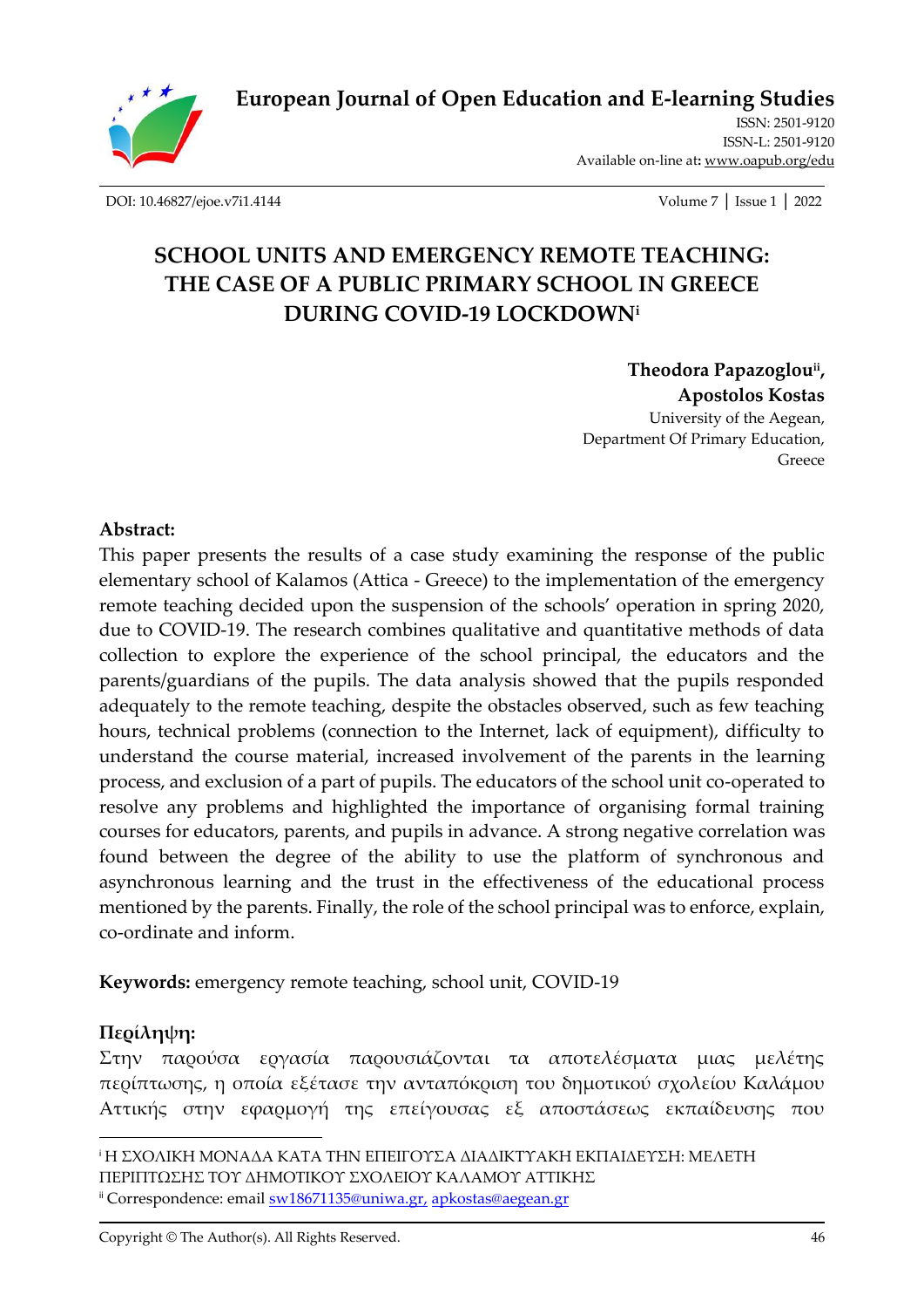European Journal of Open Education and E-learning Studies

ISSN: 2501-9120
ISSN-L: 2501-9120
Available on-line at: www.oapub.org/edu

DOI: 10.46827/ejoe.v7i1.4144

# SCHOOL UNITS AND EMERGENCY REMOTE TEACHING: THE CASE OF A PUBLIC PRIMARY SCHOOL IN GREECE DURING COVID-19 LOCKDOWN[i]

**Theodora Papazoglou[ii], Apostolos Kostas**
University of the Aegean,
Department Of Primary Education,
Greece

**Abstract:**

This paper presents the results of a case study examining the response of the public elementary school of Kalamos (Attica - Greece) to the implementation of the emergency remote teaching decided upon the suspension of the schools' operation in spring 2020, due to COVID-19. The research combines qualitative and quantitative methods of data collection to explore the experience of the school principal, the educators and the parents/guardians of the pupils. The data analysis showed that the pupils responded adequately to the remote teaching, despite the obstacles observed, such as few teaching hours, technical problems (connection to the Internet, lack of equipment), difficulty to understand the course material, increased involvement of the parents in the learning process, and exclusion of a part of pupils. The educators of the school unit co-operated to resolve any problems and highlighted the importance of organising formal training courses for educators, parents, and pupils in advance. A strong negative correlation was found between the degree of the ability to use the platform of synchronous and asynchronous learning and the trust in the effectiveness of the educational process mentioned by the parents. Finally, the role of the school principal was to enforce, explain, co-ordinate and inform.

**Keywords:** emergency remote teaching, school unit, COVID-19

**Περίληψη:**

Στην παρούσα εργασία παρουσιάζονται τα αποτελέσματα μιας μελέτης περίπτωσης, η οποία εξέτασε την ανταπόκριση του δημοτικού σχολείου Καλάμου Αττικής στην εφαρμογή της επείγουσας εξ αποστάσεως εκπαίδευσης που

---

[i] Η ΣΧΟΛΙΚΗ ΜΟΝΑΔΑ ΚΑΤΑ ΤΗΝ ΕΠΕΙΓΟΥΣΑ ΔΙΑΔΙΚΤΥΑΚΗ ΕΚΠΑΙΔΕΥΣΗ: ΜΕΛΕΤΗ ΠΕΡΙΠΤΩΣΗΣ ΤΟΥ ΔΗΜΟΤΙΚΟΥ ΣΧΟΛΕΙΟΥ ΚΑΛΑΜΟΥ ΑΤΤΙΚΗΣ

[ii] Correspondence: email sw18671135@uniwa.gr, apkostas@aegean.gr

Copyright © The Author(s). All Rights Reserved.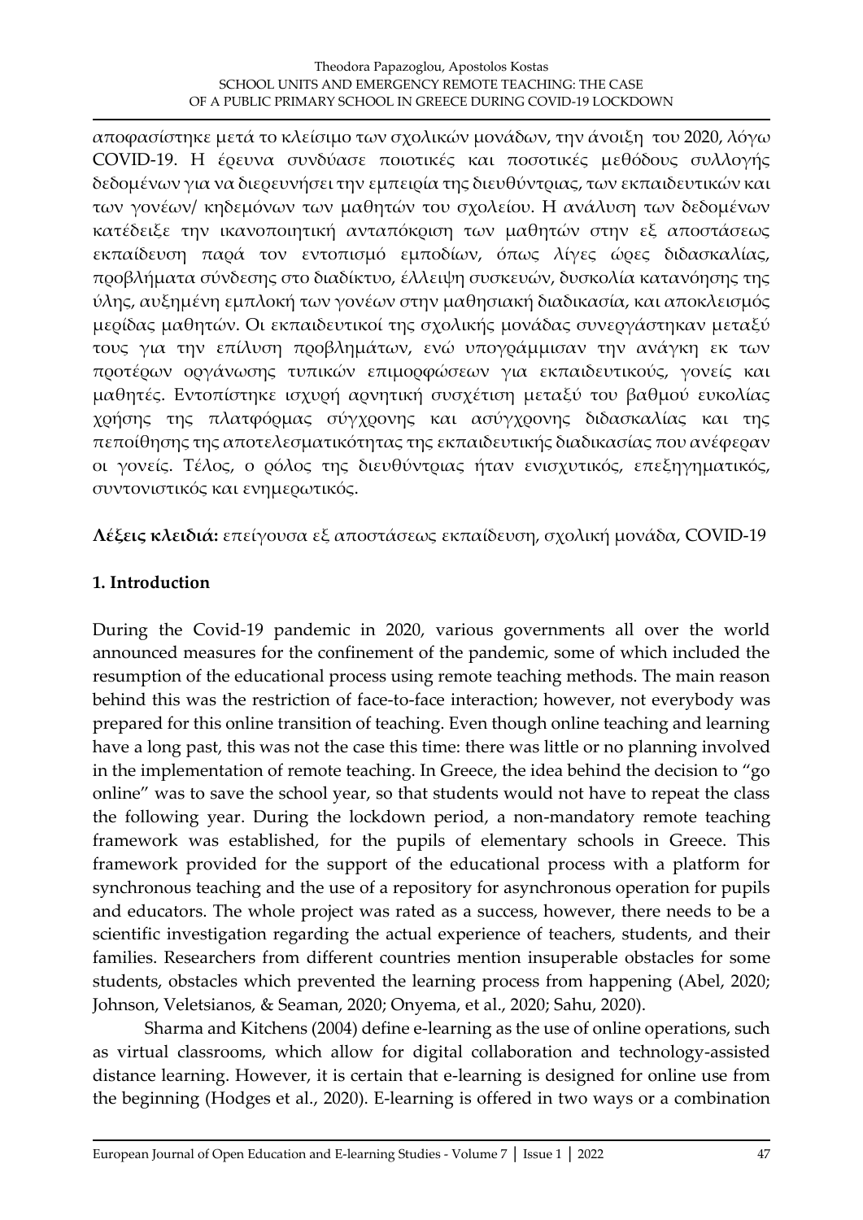αποφασίστηκε μετά το κλείσιμο των σχολικών μονάδων, την άνοιξη του 2020, λόγω COVID-19. Η έρευνα συνδύασε ποιοτικές και ποσοτικές μεθόδους συλλογής δεδομένων για να διερευνήσει την εμπειρία της διευθύντριας, των εκπαιδευτικών και των γονέων/ κηδεμόνων των μαθητών του σχολείου. Η ανάλυση των δεδομένων κατέδειξε την ικανοποιητική ανταπόκριση των μαθητών στην εξ αποστάσεως εκπαίδευση παρά τον εντοπισμό εμποδίων, όπως λίγες ώρες διδασκαλίας, προβλήματα σύνδεσης στο διαδίκτυο, έλλειψη συσκευών, δυσκολία κατανόησης της ύλης, αυξημένη εμπλοκή των γονέων στην μαθησιακή διαδικασία, και αποκλεισμός μερίδας μαθητών. Οι εκπαιδευτικοί της σχολικής μονάδας συνεργάστηκαν μεταξύ τους για την επίλυση προβλημάτων, ενώ υπογράμμισαν την ανάγκη εκ των προτέρων οργάνωσης τυπικών επιμορφώσεων για εκπαιδευτικούς, γονείς και μαθητές. Εντοπίστηκε ισχυρή αρνητική συσχέτιση μεταξύ του βαθμού ευκολίας χρήσης της πλατφόρμας σύγχρονης και ασύγχρονης διδασκαλίας και της πεποίθησης της αποτελεσματικότητας της εκπαιδευτικής διαδικασίας που ανέφεραν οι γονείς. Τέλος, ο ρόλος της διευθύντριας ήταν ενισχυτικός, επεξηγηματικός, συντονιστικός και ενημερωτικός.

**Λέξεις κλειδιά:** επείγουσα εξ αποστάσεως εκπαίδευση, σχολική μονάδα, COVID-19

## 1. Introduction

During the Covid-19 pandemic in 2020, various governments all over the world announced measures for the confinement of the pandemic, some of which included the resumption of the educational process using remote teaching methods. The main reason behind this was the restriction of face-to-face interaction; however, not everybody was prepared for this online transition of teaching. Even though online teaching and learning have a long past, this was not the case this time: there was little or no planning involved in the implementation of remote teaching. In Greece, the idea behind the decision to "go online" was to save the school year, so that students would not have to repeat the class the following year. During the lockdown period, a non-mandatory remote teaching framework was established, for the pupils of elementary schools in Greece. This framework provided for the support of the educational process with a platform for synchronous teaching and the use of a repository for asynchronous operation for pupils and educators. The whole project was rated as a success, however, there needs to be a scientific investigation regarding the actual experience of teachers, students, and their families. Researchers from different countries mention insuperable obstacles for some students, obstacles which prevented the learning process from happening (Abel, 2020; Johnson, Veletsianos, & Seaman, 2020; Onyema, et al., 2020; Sahu, 2020).

Sharma and Kitchens (2004) define e-learning as the use of online operations, such as virtual classrooms, which allow for digital collaboration and technology-assisted distance learning. However, it is certain that e-learning is designed for online use from the beginning (Hodges et al., 2020). E-learning is offered in two ways or a combination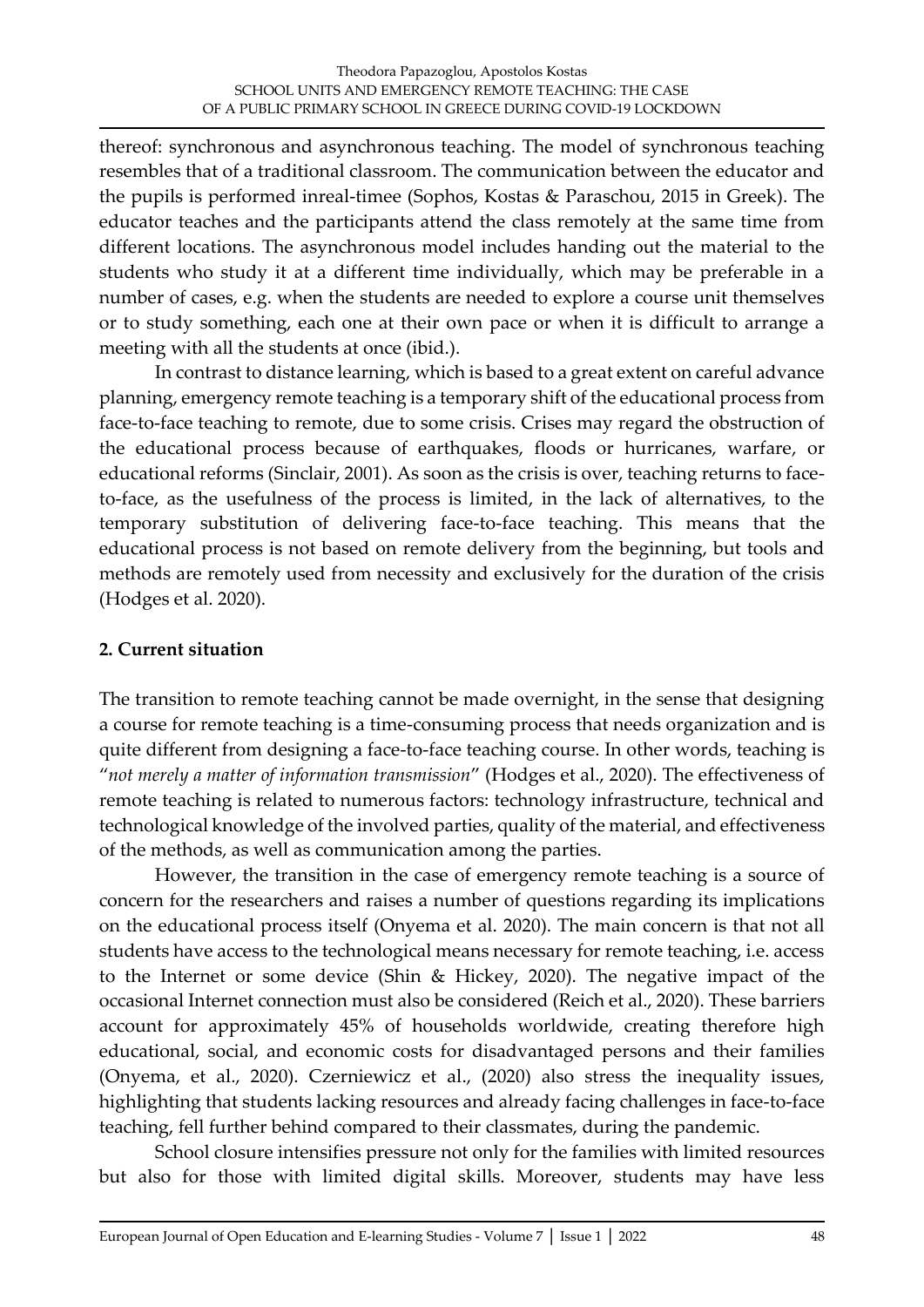thereof: synchronous and asynchronous teaching. The model of synchronous teaching resembles that of a traditional classroom. The communication between the educator and the pupils is performed inreal-timee (Sophos, Kostas & Paraschou, 2015 in Greek). The educator teaches and the participants attend the class remotely at the same time from different locations. The asynchronous model includes handing out the material to the students who study it at a different time individually, which may be preferable in a number of cases, e.g. when the students are needed to explore a course unit themselves or to study something, each one at their own pace or when it is difficult to arrange a meeting with all the students at once (ibid.).

In contrast to distance learning, which is based to a great extent on careful advance planning, emergency remote teaching is a temporary shift of the educational process from face-to-face teaching to remote, due to some crisis. Crises may regard the obstruction of the educational process because of earthquakes, floods or hurricanes, warfare, or educational reforms (Sinclair, 2001). As soon as the crisis is over, teaching returns to face-to-face, as the usefulness of the process is limited, in the lack of alternatives, to the temporary substitution of delivering face-to-face teaching. This means that the educational process is not based on remote delivery from the beginning, but tools and methods are remotely used from necessity and exclusively for the duration of the crisis (Hodges et al. 2020).

## 2. Current situation

The transition to remote teaching cannot be made overnight, in the sense that designing a course for remote teaching is a time-consuming process that needs organization and is quite different from designing a face-to-face teaching course. In other words, teaching is "*not merely a matter of information transmission*" (Hodges et al., 2020). The effectiveness of remote teaching is related to numerous factors: technology infrastructure, technical and technological knowledge of the involved parties, quality of the material, and effectiveness of the methods, as well as communication among the parties.

However, the transition in the case of emergency remote teaching is a source of concern for the researchers and raises a number of questions regarding its implications on the educational process itself (Onyema et al. 2020). The main concern is that not all students have access to the technological means necessary for remote teaching, i.e. access to the Internet or some device (Shin & Hickey, 2020). The negative impact of the occasional Internet connection must also be considered (Reich et al., 2020). These barriers account for approximately 45% of households worldwide, creating therefore high educational, social, and economic costs for disadvantaged persons and their families (Onyema, et al., 2020). Czerniewicz et al., (2020) also stress the inequality issues, highlighting that students lacking resources and already facing challenges in face-to-face teaching, fell further behind compared to their classmates, during the pandemic.

School closure intensifies pressure not only for the families with limited resources but also for those with limited digital skills. Moreover, students may have less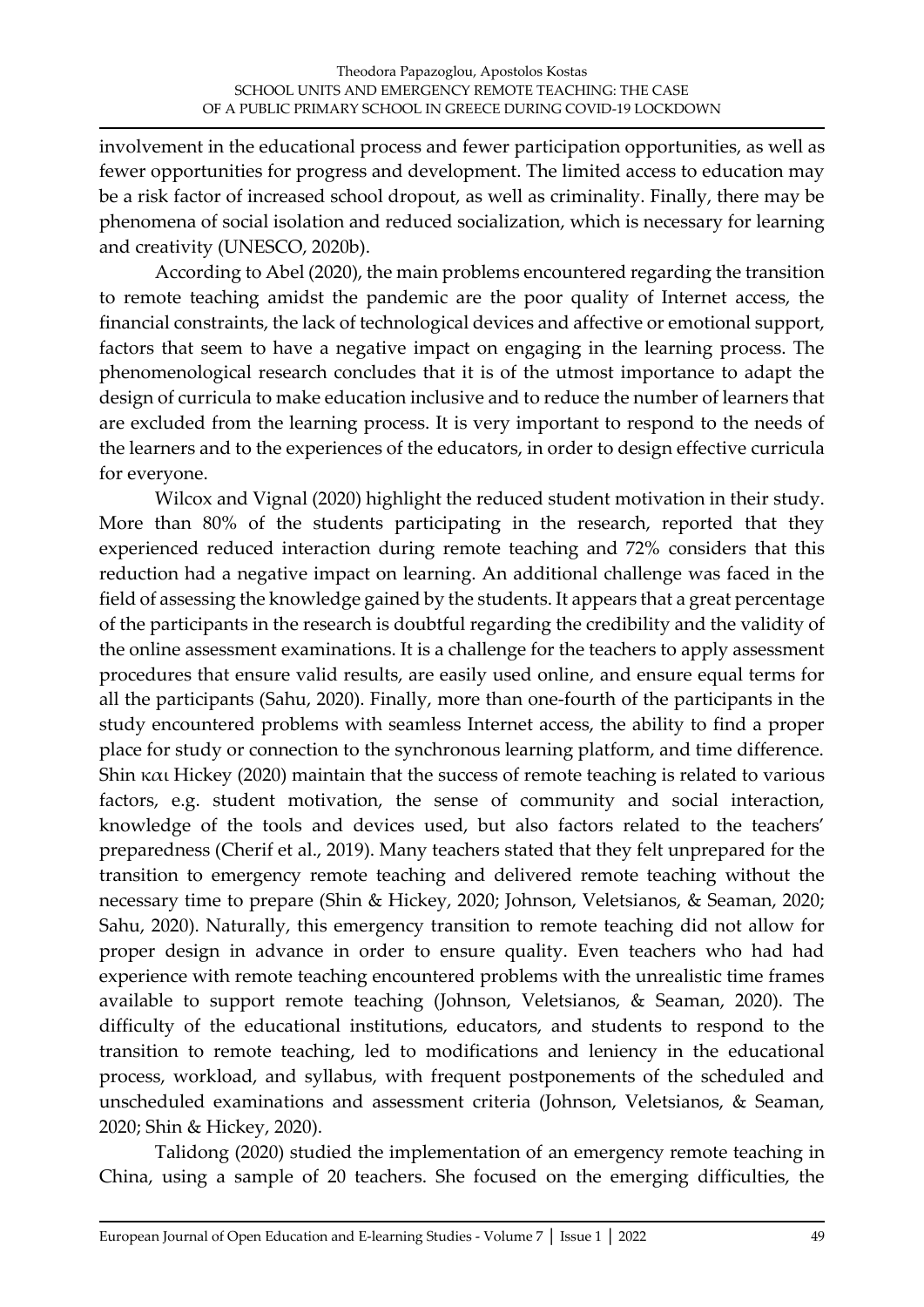involvement in the educational process and fewer participation opportunities, as well as fewer opportunities for progress and development. The limited access to education may be a risk factor of increased school dropout, as well as criminality. Finally, there may be phenomena of social isolation and reduced socialization, which is necessary for learning and creativity (UNESCO, 2020b).

According to Abel (2020), the main problems encountered regarding the transition to remote teaching amidst the pandemic are the poor quality of Internet access, the financial constraints, the lack of technological devices and affective or emotional support, factors that seem to have a negative impact on engaging in the learning process. The phenomenological research concludes that it is of the utmost importance to adapt the design of curricula to make education inclusive and to reduce the number of learners that are excluded from the learning process. It is very important to respond to the needs of the learners and to the experiences of the educators, in order to design effective curricula for everyone.

Wilcox and Vignal (2020) highlight the reduced student motivation in their study. More than 80% of the students participating in the research, reported that they experienced reduced interaction during remote teaching and 72% considers that this reduction had a negative impact on learning. An additional challenge was faced in the field of assessing the knowledge gained by the students. It appears that a great percentage of the participants in the research is doubtful regarding the credibility and the validity of the online assessment examinations. It is a challenge for the teachers to apply assessment procedures that ensure valid results, are easily used online, and ensure equal terms for all the participants (Sahu, 2020). Finally, more than one-fourth of the participants in the study encountered problems with seamless Internet access, the ability to find a proper place for study or connection to the synchronous learning platform, and time difference. Shin και Hickey (2020) maintain that the success of remote teaching is related to various factors, e.g. student motivation, the sense of community and social interaction, knowledge of the tools and devices used, but also factors related to the teachers' preparedness (Cherif et al., 2019). Many teachers stated that they felt unprepared for the transition to emergency remote teaching and delivered remote teaching without the necessary time to prepare (Shin & Hickey, 2020; Johnson, Veletsianos, & Seaman, 2020; Sahu, 2020). Naturally, this emergency transition to remote teaching did not allow for proper design in advance in order to ensure quality. Even teachers who had had experience with remote teaching encountered problems with the unrealistic time frames available to support remote teaching (Johnson, Veletsianos, & Seaman, 2020). The difficulty of the educational institutions, educators, and students to respond to the transition to remote teaching, led to modifications and leniency in the educational process, workload, and syllabus, with frequent postponements of the scheduled and unscheduled examinations and assessment criteria (Johnson, Veletsianos, & Seaman, 2020; Shin & Hickey, 2020).

Talidong (2020) studied the implementation of an emergency remote teaching in China, using a sample of 20 teachers. She focused on the emerging difficulties, the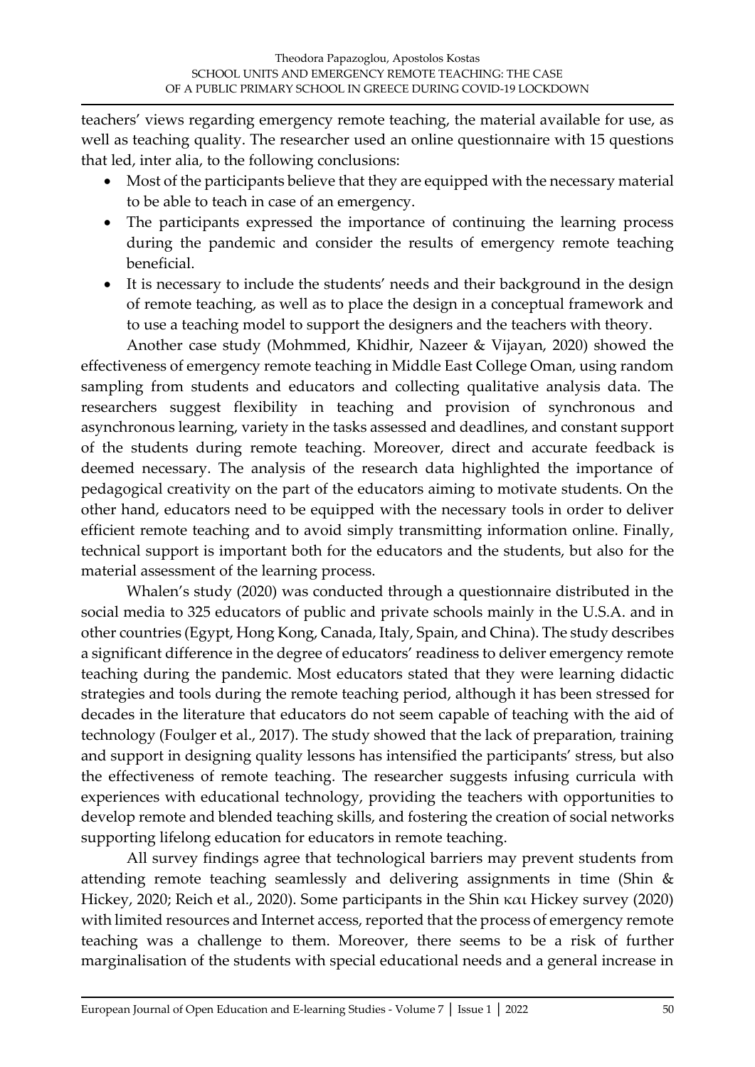teachers' views regarding emergency remote teaching, the material available for use, as well as teaching quality. The researcher used an online questionnaire with 15 questions that led, inter alia, to the following conclusions:

- Most of the participants believe that they are equipped with the necessary material to be able to teach in case of an emergency.
- The participants expressed the importance of continuing the learning process during the pandemic and consider the results of emergency remote teaching beneficial.
- It is necessary to include the students' needs and their background in the design of remote teaching, as well as to place the design in a conceptual framework and to use a teaching model to support the designers and the teachers with theory.

Another case study (Mohmmed, Khidhir, Nazeer & Vijayan, 2020) showed the effectiveness of emergency remote teaching in Middle East College Oman, using random sampling from students and educators and collecting qualitative analysis data. The researchers suggest flexibility in teaching and provision of synchronous and asynchronous learning, variety in the tasks assessed and deadlines, and constant support of the students during remote teaching. Moreover, direct and accurate feedback is deemed necessary. The analysis of the research data highlighted the importance of pedagogical creativity on the part of the educators aiming to motivate students. On the other hand, educators need to be equipped with the necessary tools in order to deliver efficient remote teaching and to avoid simply transmitting information online. Finally, technical support is important both for the educators and the students, but also for the material assessment of the learning process.

Whalen's study (2020) was conducted through a questionnaire distributed in the social media to 325 educators of public and private schools mainly in the U.S.A. and in other countries (Egypt, Hong Kong, Canada, Italy, Spain, and China). The study describes a significant difference in the degree of educators' readiness to deliver emergency remote teaching during the pandemic. Most educators stated that they were learning didactic strategies and tools during the remote teaching period, although it has been stressed for decades in the literature that educators do not seem capable of teaching with the aid of technology (Foulger et al., 2017). The study showed that the lack of preparation, training and support in designing quality lessons has intensified the participants' stress, but also the effectiveness of remote teaching. The researcher suggests infusing curricula with experiences with educational technology, providing the teachers with opportunities to develop remote and blended teaching skills, and fostering the creation of social networks supporting lifelong education for educators in remote teaching.

All survey findings agree that technological barriers may prevent students from attending remote teaching seamlessly and delivering assignments in time (Shin & Hickey, 2020; Reich et al., 2020). Some participants in the Shin και Hickey survey (2020) with limited resources and Internet access, reported that the process of emergency remote teaching was a challenge to them. Moreover, there seems to be a risk of further marginalisation of the students with special educational needs and a general increase in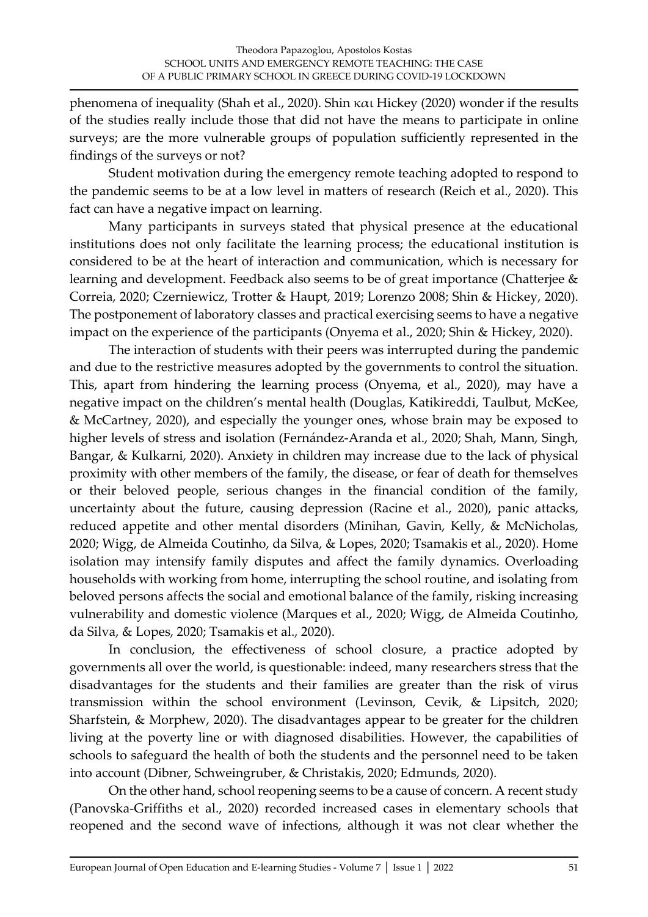phenomena of inequality (Shah et al., 2020). Shin και Hickey (2020) wonder if the results of the studies really include those that did not have the means to participate in online surveys; are the more vulnerable groups of population sufficiently represented in the findings of the surveys or not?

Student motivation during the emergency remote teaching adopted to respond to the pandemic seems to be at a low level in matters of research (Reich et al., 2020). This fact can have a negative impact on learning.

Many participants in surveys stated that physical presence at the educational institutions does not only facilitate the learning process; the educational institution is considered to be at the heart of interaction and communication, which is necessary for learning and development. Feedback also seems to be of great importance (Chatterjee & Correia, 2020; Czerniewicz, Trotter & Haupt, 2019; Lorenzo 2008; Shin & Hickey, 2020). The postponement of laboratory classes and practical exercising seems to have a negative impact on the experience of the participants (Onyema et al., 2020; Shin & Hickey, 2020).

The interaction of students with their peers was interrupted during the pandemic and due to the restrictive measures adopted by the governments to control the situation. This, apart from hindering the learning process (Onyema, et al., 2020), may have a negative impact on the children's mental health (Douglas, Katikireddi, Taulbut, McKee, & McCartney, 2020), and especially the younger ones, whose brain may be exposed to higher levels of stress and isolation (Fernández-Aranda et al., 2020; Shah, Mann, Singh, Bangar, & Kulkarni, 2020). Anxiety in children may increase due to the lack of physical proximity with other members of the family, the disease, or fear of death for themselves or their beloved people, serious changes in the financial condition of the family, uncertainty about the future, causing depression (Racine et al., 2020), panic attacks, reduced appetite and other mental disorders (Minihan, Gavin, Kelly, & McNicholas, 2020; Wigg, de Almeida Coutinho, da Silva, & Lopes, 2020; Tsamakis et al., 2020). Home isolation may intensify family disputes and affect the family dynamics. Overloading households with working from home, interrupting the school routine, and isolating from beloved persons affects the social and emotional balance of the family, risking increasing vulnerability and domestic violence (Marques et al., 2020; Wigg, de Almeida Coutinho, da Silva, & Lopes, 2020; Tsamakis et al., 2020).

In conclusion, the effectiveness of school closure, a practice adopted by governments all over the world, is questionable: indeed, many researchers stress that the disadvantages for the students and their families are greater than the risk of virus transmission within the school environment (Levinson, Cevik, & Lipsitch, 2020; Sharfstein, & Morphew, 2020). The disadvantages appear to be greater for the children living at the poverty line or with diagnosed disabilities. However, the capabilities of schools to safeguard the health of both the students and the personnel need to be taken into account (Dibner, Schweingruber, & Christakis, 2020; Edmunds, 2020).

On the other hand, school reopening seems to be a cause of concern. A recent study (Panovska-Griffiths et al., 2020) recorded increased cases in elementary schools that reopened and the second wave of infections, although it was not clear whether the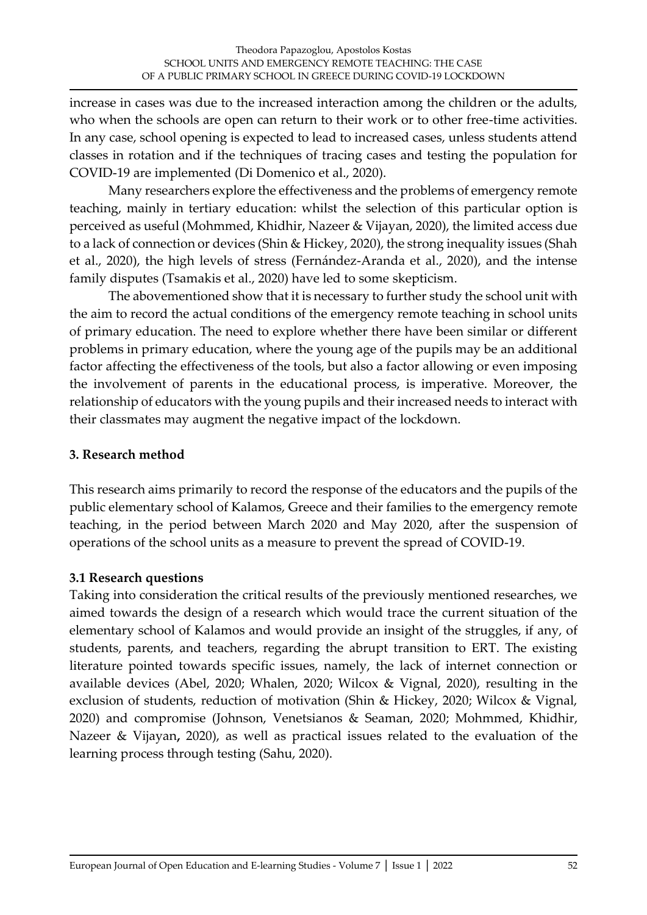increase in cases was due to the increased interaction among the children or the adults, who when the schools are open can return to their work or to other free-time activities. In any case, school opening is expected to lead to increased cases, unless students attend classes in rotation and if the techniques of tracing cases and testing the population for COVID-19 are implemented (Di Domenico et al., 2020).

Many researchers explore the effectiveness and the problems of emergency remote teaching, mainly in tertiary education: whilst the selection of this particular option is perceived as useful (Mohmmed, Khidhir, Nazeer & Vijayan, 2020), the limited access due to a lack of connection or devices (Shin & Hickey, 2020), the strong inequality issues (Shah et al., 2020), the high levels of stress (Fernández-Aranda et al., 2020), and the intense family disputes (Tsamakis et al., 2020) have led to some skepticism.

The abovementioned show that it is necessary to further study the school unit with the aim to record the actual conditions of the emergency remote teaching in school units of primary education. The need to explore whether there have been similar or different problems in primary education, where the young age of the pupils may be an additional factor affecting the effectiveness of the tools, but also a factor allowing or even imposing the involvement of parents in the educational process, is imperative. Moreover, the relationship of educators with the young pupils and their increased needs to interact with their classmates may augment the negative impact of the lockdown.

## 3. Research method

This research aims primarily to record the response of the educators and the pupils of the public elementary school of Kalamos, Greece and their families to the emergency remote teaching, in the period between March 2020 and May 2020, after the suspension of operations of the school units as a measure to prevent the spread of COVID-19.

### 3.1 Research questions

Taking into consideration the critical results of the previously mentioned researches, we aimed towards the design of a research which would trace the current situation of the elementary school of Kalamos and would provide an insight of the struggles, if any, of students, parents, and teachers, regarding the abrupt transition to ERT. The existing literature pointed towards specific issues, namely, the lack of internet connection or available devices (Abel, 2020; Whalen, 2020; Wilcox & Vignal, 2020), resulting in the exclusion of students, reduction of motivation (Shin & Hickey, 2020; Wilcox & Vignal, 2020) and compromise (Johnson, Venetsianos & Seaman, 2020; Mohmmed, Khidhir, Nazeer & Vijayan**,** 2020), as well as practical issues related to the evaluation of the learning process through testing (Sahu, 2020).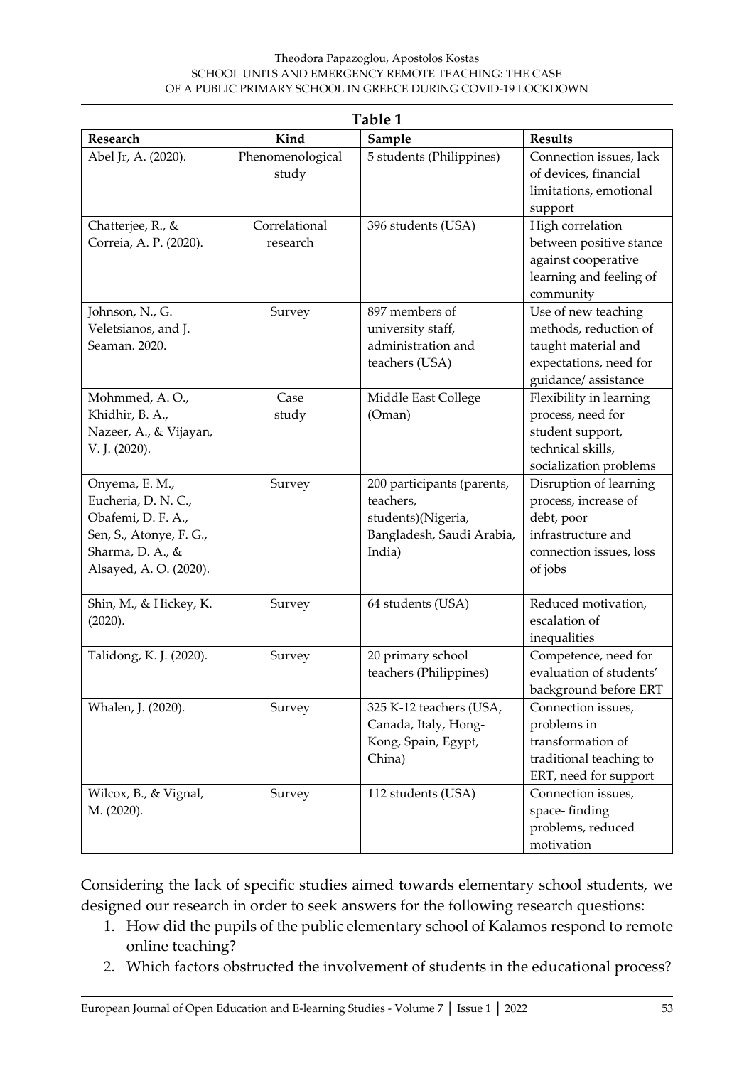**Table 1**

| Research | Kind | Sample | Results |
|---|---|---|---|
| Abel Jr, A. (2020). | Phenomenological study | 5 students (Philippines) | Connection issues, lack of devices, financial limitations, emotional support |
| Chatterjee, R., & Correia, A. P. (2020). | Correlational research | 396 students (USA) | High correlation between positive stance against cooperative learning and feeling of community |
| Johnson, N., G. Veletsianos, and J. Seaman. 2020. | Survey | 897 members of university staff, administration and teachers (USA) | Use of new teaching methods, reduction of taught material and expectations, need for guidance/ assistance |
| Mohmmed, A. O., Khidhir, B. A., Nazeer, A., & Vijayan, V. J. (2020). | Case study | Middle East College (Oman) | Flexibility in learning process, need for student support, technical skills, socialization problems |
| Onyema, E. M., Eucheria, D. N. C., Obafemi, D. F. A., Sen, S., Atonye, F. G., Sharma, D. A., & Alsayed, A. O. (2020). | Survey | 200 participants (parents, teachers, students)(Nigeria, Bangladesh, Saudi Arabia, India) | Disruption of learning process, increase of debt, poor infrastructure and connection issues, loss of jobs |
| Shin, M., & Hickey, K. (2020). | Survey | 64 students (USA) | Reduced motivation, escalation of inequalities |
| Talidong, K. J. (2020). | Survey | 20 primary school teachers (Philippines) | Competence, need for evaluation of students' background before ERT |
| Whalen, J. (2020). | Survey | 325 K-12 teachers (USA, Canada, Italy, Hong-Kong, Spain, Egypt, China) | Connection issues, problems in transformation of traditional teaching to ERT, need for support |
| Wilcox, B., & Vignal, M. (2020). | Survey | 112 students (USA) | Connection issues, space- finding problems, reduced motivation |

Considering the lack of specific studies aimed towards elementary school students, we designed our research in order to seek answers for the following research questions:

1. How did the pupils of the public elementary school of Kalamos respond to remote online teaching?
2. Which factors obstructed the involvement of students in the educational process?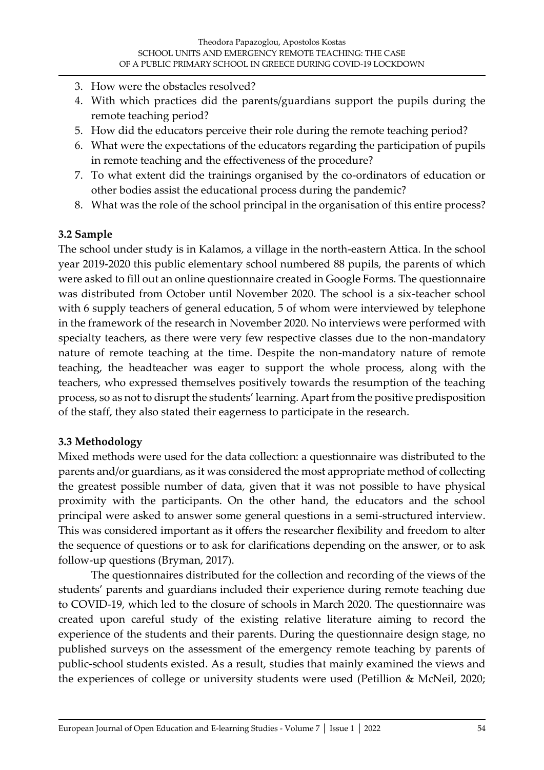3. How were the obstacles resolved?
4. With which practices did the parents/guardians support the pupils during the remote teaching period?
5. How did the educators perceive their role during the remote teaching period?
6. What were the expectations of the educators regarding the participation of pupils in remote teaching and the effectiveness of the procedure?
7. To what extent did the trainings organised by the co-ordinators of education or other bodies assist the educational process during the pandemic?
8. What was the role of the school principal in the organisation of this entire process?

### 3.2 Sample

The school under study is in Kalamos, a village in the north-eastern Attica. In the school year 2019-2020 this public elementary school numbered 88 pupils, the parents of which were asked to fill out an online questionnaire created in Google Forms. The questionnaire was distributed from October until November 2020. The school is a six-teacher school with 6 supply teachers of general education, 5 of whom were interviewed by telephone in the framework of the research in November 2020. No interviews were performed with specialty teachers, as there were very few respective classes due to the non-mandatory nature of remote teaching at the time. Despite the non-mandatory nature of remote teaching, the headteacher was eager to support the whole process, along with the teachers, who expressed themselves positively towards the resumption of the teaching process, so as not to disrupt the students' learning. Apart from the positive predisposition of the staff, they also stated their eagerness to participate in the research.

### 3.3 Methodology

Mixed methods were used for the data collection: a questionnaire was distributed to the parents and/or guardians, as it was considered the most appropriate method of collecting the greatest possible number of data, given that it was not possible to have physical proximity with the participants. On the other hand, the educators and the school principal were asked to answer some general questions in a semi-structured interview. This was considered important as it offers the researcher flexibility and freedom to alter the sequence of questions or to ask for clarifications depending on the answer, or to ask follow-up questions (Bryman, 2017).

The questionnaires distributed for the collection and recording of the views of the students' parents and guardians included their experience during remote teaching due to COVID-19, which led to the closure of schools in March 2020. The questionnaire was created upon careful study of the existing relative literature aiming to record the experience of the students and their parents. During the questionnaire design stage, no published surveys on the assessment of the emergency remote teaching by parents of public-school students existed. As a result, studies that mainly examined the views and the experiences of college or university students were used (Petillion & McNeil, 2020;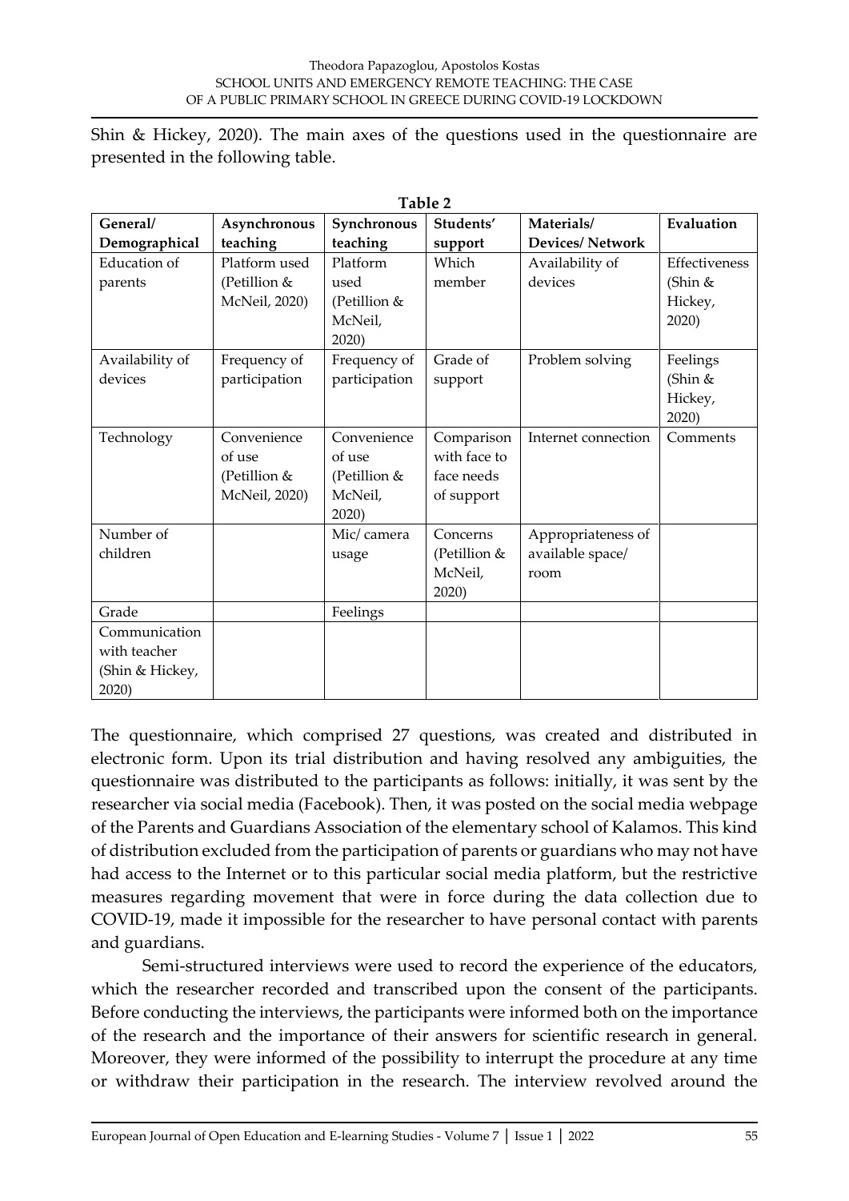Shin & Hickey, 2020). The main axes of the questions used in the questionnaire are presented in the following table.

**Table 2**

| General/ Demographical | Asynchronous teaching | Synchronous teaching | Students' support | Materials/ Devices/ Network | Evaluation |
|---|---|---|---|---|---|
| Education of parents | Platform used (Petillion & McNeil, 2020) | Platform used (Petillion & McNeil, 2020) | Which member | Availability of devices | Effectiveness (Shin & Hickey, 2020) |
| Availability of devices | Frequency of participation | Frequency of participation | Grade of support | Problem solving | Feelings (Shin & Hickey, 2020) |
| Technology | Convenience of use (Petillion & McNeil, 2020) | Convenience of use (Petillion & McNeil, 2020) | Comparison with face to face needs of support | Internet connection | Comments |
| Number of children | | Mic/ camera usage | Concerns (Petillion & McNeil, 2020) | Appropriateness of available space/ room | |
| Grade | | Feelings | | | |
| Communication with teacher (Shin & Hickey, 2020) | | | | | |

The questionnaire, which comprised 27 questions, was created and distributed in electronic form. Upon its trial distribution and having resolved any ambiguities, the questionnaire was distributed to the participants as follows: initially, it was sent by the researcher via social media (Facebook). Then, it was posted on the social media webpage of the Parents and Guardians Association of the elementary school of Kalamos. This kind of distribution excluded from the participation of parents or guardians who may not have had access to the Internet or to this particular social media platform, but the restrictive measures regarding movement that were in force during the data collection due to COVID-19, made it impossible for the researcher to have personal contact with parents and guardians.

Semi-structured interviews were used to record the experience of the educators, which the researcher recorded and transcribed upon the consent of the participants. Before conducting the interviews, the participants were informed both on the importance of the research and the importance of their answers for scientific research in general. Moreover, they were informed of the possibility to interrupt the procedure at any time or withdraw their participation in the research. The interview revolved around the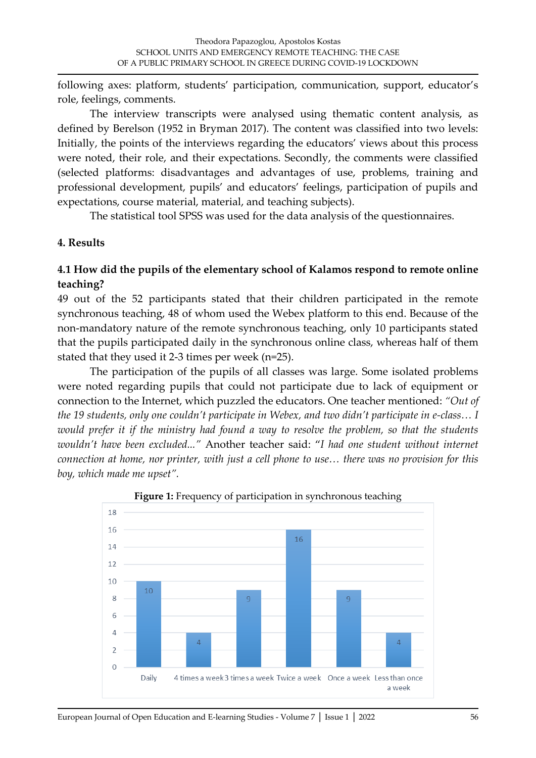following axes: platform, students' participation, communication, support, educator's role, feelings, comments.

The interview transcripts were analysed using thematic content analysis, as defined by Berelson (1952 in Bryman 2017). The content was classified into two levels: Initially, the points of the interviews regarding the educators' views about this process were noted, their role, and their expectations. Secondly, the comments were classified (selected platforms: disadvantages and advantages of use, problems, training and professional development, pupils' and educators' feelings, participation of pupils and expectations, course material, material, and teaching subjects).

The statistical tool SPSS was used for the data analysis of the questionnaires.

## 4. Results

### 4.1 How did the pupils of the elementary school of Kalamos respond to remote online teaching?

49 out of the 52 participants stated that their children participated in the remote synchronous teaching, 48 of whom used the Webex platform to this end. Because of the non-mandatory nature of the remote synchronous teaching, only 10 participants stated that the pupils participated daily in the synchronous online class, whereas half of them stated that they used it 2-3 times per week (n=25).

The participation of the pupils of all classes was large. Some isolated problems were noted regarding pupils that could not participate due to lack of equipment or connection to the Internet, which puzzled the educators. One teacher mentioned: *"Out of the 19 students, only one couldn't participate in Webex, and two didn't participate in e-class… I would prefer it if the ministry had found a way to resolve the problem, so that the students wouldn't have been excluded..."* Another teacher said: "*I had one student without internet connection at home, nor printer, with just a cell phone to use… there was no provision for this boy, which made me upset".*

**Figure 1:** Frequency of participation in synchronous teaching

| Frequency | Count |
|---|---|
| Daily | 10 |
| 4 times a week | 4 |
| 3 times a week | 9 |
| Twice a week | 16 |
| Once a week | 9 |
| Less than once a week | 4 |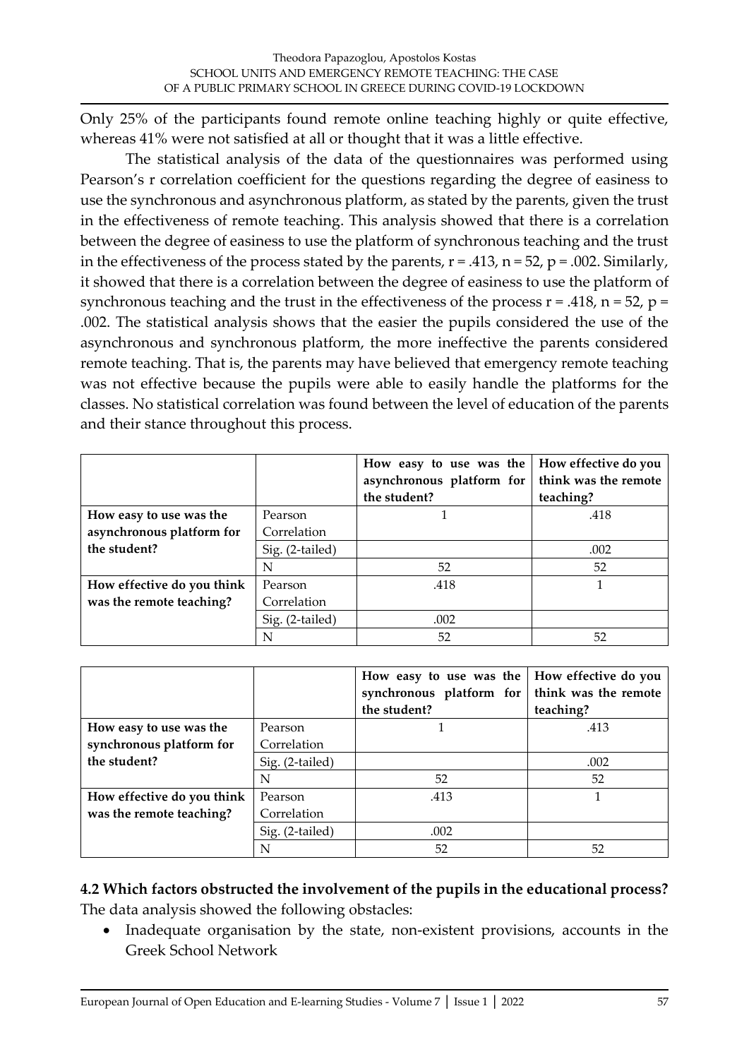Only 25% of the participants found remote online teaching highly or quite effective, whereas 41% were not satisfied at all or thought that it was a little effective.

The statistical analysis of the data of the questionnaires was performed using Pearson's r correlation coefficient for the questions regarding the degree of easiness to use the synchronous and asynchronous platform, as stated by the parents, given the trust in the effectiveness of remote teaching. This analysis showed that there is a correlation between the degree of easiness to use the platform of synchronous teaching and the trust in the effectiveness of the process stated by the parents, $r = .413$, $n = 52$, $p = .002$. Similarly, it showed that there is a correlation between the degree of easiness to use the platform of synchronous teaching and the trust in the effectiveness of the process $r = .418$, $n = 52$, $p = .002$. The statistical analysis shows that the easier the pupils considered the use of the asynchronous and synchronous platform, the more ineffective the parents considered remote teaching. That is, the parents may have believed that emergency remote teaching was not effective because the pupils were able to easily handle the platforms for the classes. No statistical correlation was found between the level of education of the parents and their stance throughout this process.

| | | **How easy to use was the asynchronous platform for the student?** | **How effective do you think was the remote teaching?** |
|---|---|---|---|
| **How easy to use was the asynchronous platform for the student?** | Pearson Correlation | 1 | .418 |
| | Sig. (2-tailed) | | .002 |
| | N | 52 | 52 |
| **How effective do you think was the remote teaching?** | Pearson Correlation | .418 | 1 |
| | Sig. (2-tailed) | .002 | |
| | N | 52 | 52 |

| | | **How easy to use was the synchronous platform for the student?** | **How effective do you think was the remote teaching?** |
|---|---|---|---|
| **How easy to use was the synchronous platform for the student?** | Pearson Correlation | 1 | .413 |
| | Sig. (2-tailed) | | .002 |
| | N | 52 | 52 |
| **How effective do you think was the remote teaching?** | Pearson Correlation | .413 | 1 |
| | Sig. (2-tailed) | .002 | |
| | N | 52 | 52 |

### 4.2 Which factors obstructed the involvement of the pupils in the educational process?

The data analysis showed the following obstacles:

- Inadequate organisation by the state, non-existent provisions, accounts in the Greek School Network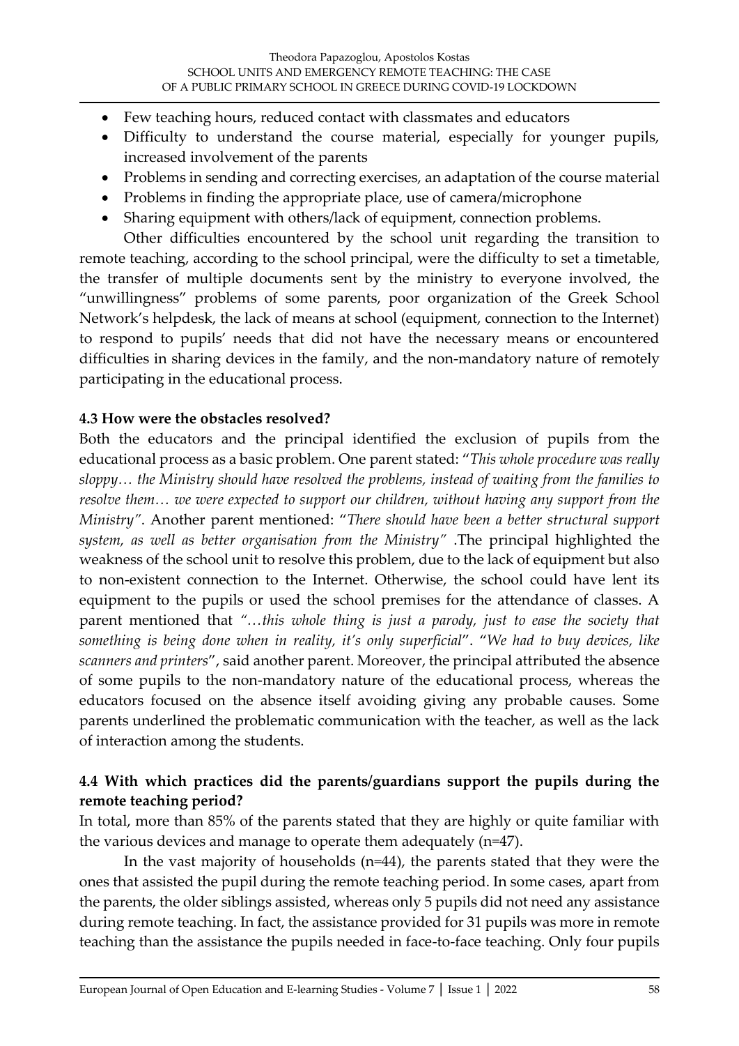- Few teaching hours, reduced contact with classmates and educators
- Difficulty to understand the course material, especially for younger pupils, increased involvement of the parents
- Problems in sending and correcting exercises, an adaptation of the course material
- Problems in finding the appropriate place, use of camera/microphone
- Sharing equipment with others/lack of equipment, connection problems.

Other difficulties encountered by the school unit regarding the transition to remote teaching, according to the school principal, were the difficulty to set a timetable, the transfer of multiple documents sent by the ministry to everyone involved, the "unwillingness" problems of some parents, poor organization of the Greek School Network's helpdesk, the lack of means at school (equipment, connection to the Internet) to respond to pupils' needs that did not have the necessary means or encountered difficulties in sharing devices in the family, and the non-mandatory nature of remotely participating in the educational process.

### 4.3 How were the obstacles resolved?

Both the educators and the principal identified the exclusion of pupils from the educational process as a basic problem. One parent stated: "*This whole procedure was really sloppy… the Ministry should have resolved the problems, instead of waiting from the families to resolve them… we were expected to support our children, without having any support from the Ministry"*. Another parent mentioned: "*There should have been a better structural support system, as well as better organisation from the Ministry"* .The principal highlighted the weakness of the school unit to resolve this problem, due to the lack of equipment but also to non-existent connection to the Internet. Otherwise, the school could have lent its equipment to the pupils or used the school premises for the attendance of classes. A parent mentioned that *"…this whole thing is just a parody, just to ease the society that something is being done when in reality, it's only superficial*". "*We had to buy devices, like scanners and printers*", said another parent. Moreover, the principal attributed the absence of some pupils to the non-mandatory nature of the educational process, whereas the educators focused on the absence itself avoiding giving any probable causes. Some parents underlined the problematic communication with the teacher, as well as the lack of interaction among the students.

### 4.4 With which practices did the parents/guardians support the pupils during the remote teaching period?

In total, more than 85% of the parents stated that they are highly or quite familiar with the various devices and manage to operate them adequately (n=47).

In the vast majority of households (n=44), the parents stated that they were the ones that assisted the pupil during the remote teaching period. In some cases, apart from the parents, the older siblings assisted, whereas only 5 pupils did not need any assistance during remote teaching. In fact, the assistance provided for 31 pupils was more in remote teaching than the assistance the pupils needed in face-to-face teaching. Only four pupils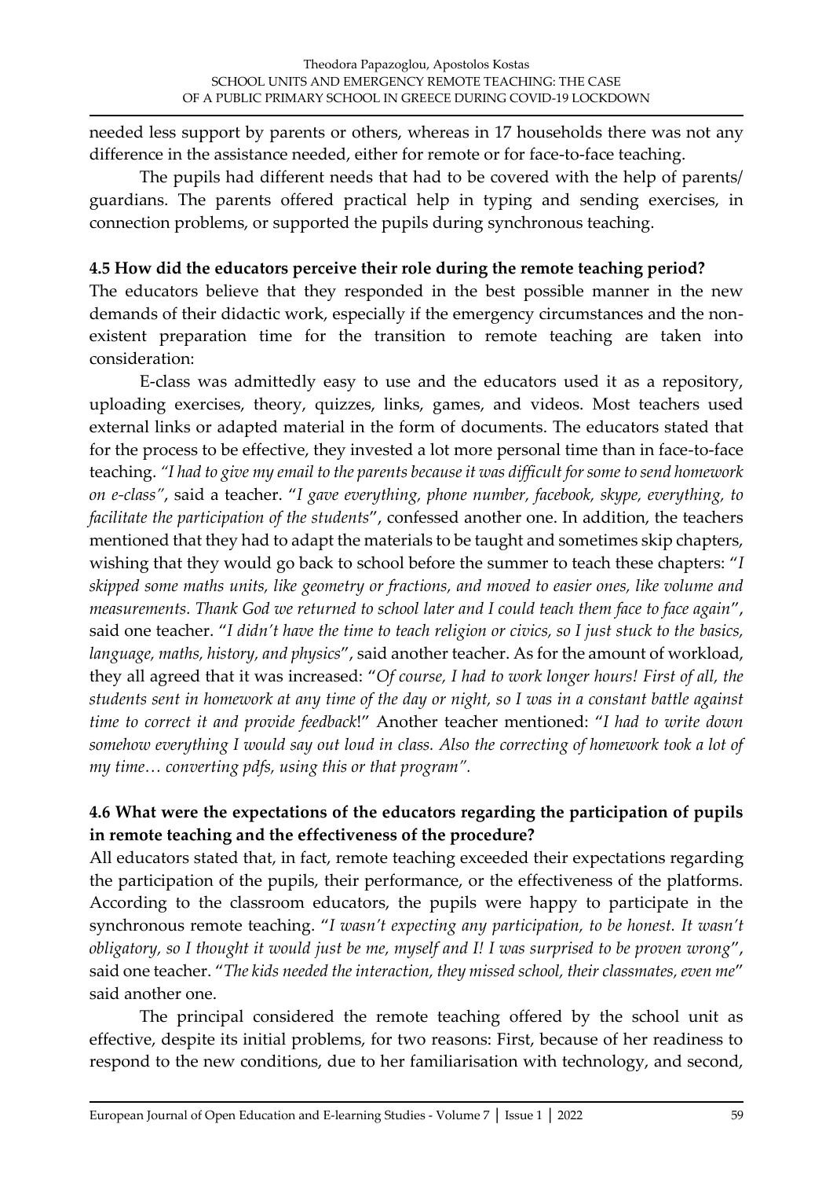needed less support by parents or others, whereas in 17 households there was not any difference in the assistance needed, either for remote or for face-to-face teaching.

The pupils had different needs that had to be covered with the help of parents/ guardians. The parents offered practical help in typing and sending exercises, in connection problems, or supported the pupils during synchronous teaching.

### 4.5 How did the educators perceive their role during the remote teaching period?

The educators believe that they responded in the best possible manner in the new demands of their didactic work, especially if the emergency circumstances and the non-existent preparation time for the transition to remote teaching are taken into consideration:

E-class was admittedly easy to use and the educators used it as a repository, uploading exercises, theory, quizzes, links, games, and videos. Most teachers used external links or adapted material in the form of documents. The educators stated that for the process to be effective, they invested a lot more personal time than in face-to-face teaching. *"I had to give my email to the parents because it was difficult for some to send homework on e-class"*, said a teacher. "*I gave everything, phone number, facebook, skype, everything, to facilitate the participation of the students*", confessed another one. In addition, the teachers mentioned that they had to adapt the materials to be taught and sometimes skip chapters, wishing that they would go back to school before the summer to teach these chapters: "*I skipped some maths units, like geometry or fractions, and moved to easier ones, like volume and measurements. Thank God we returned to school later and I could teach them face to face again*", said one teacher. "*I didn't have the time to teach religion or civics, so I just stuck to the basics, language, maths, history, and physics*", said another teacher. As for the amount of workload, they all agreed that it was increased: "*Of course, I had to work longer hours! First of all, the students sent in homework at any time of the day or night, so I was in a constant battle against time to correct it and provide feedback*!" Another teacher mentioned: "*I had to write down somehow everything I would say out loud in class. Also the correcting of homework took a lot of my time… converting pdfs, using this or that program".*

### 4.6 What were the expectations of the educators regarding the participation of pupils in remote teaching and the effectiveness of the procedure?

All educators stated that, in fact, remote teaching exceeded their expectations regarding the participation of the pupils, their performance, or the effectiveness of the platforms. According to the classroom educators, the pupils were happy to participate in the synchronous remote teaching. "*I wasn't expecting any participation, to be honest. It wasn't obligatory, so I thought it would just be me, myself and I! I was surprised to be proven wrong*", said one teacher. "*The kids needed the interaction, they missed school, their classmates, even me*" said another one.

The principal considered the remote teaching offered by the school unit as effective, despite its initial problems, for two reasons: First, because of her readiness to respond to the new conditions, due to her familiarisation with technology, and second,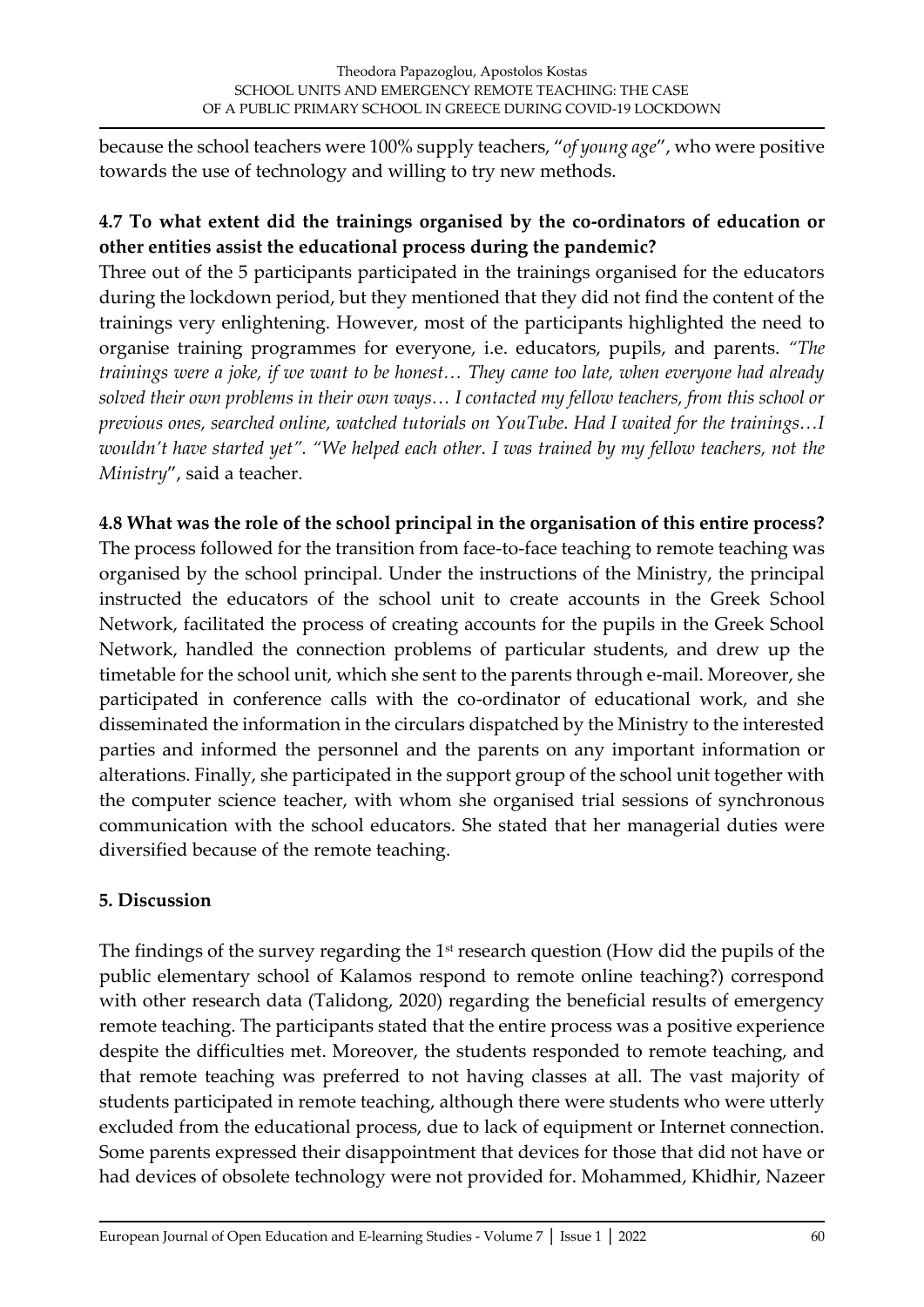because the school teachers were 100% supply teachers, "*of young age*", who were positive towards the use of technology and willing to try new methods.

### 4.7 To what extent did the trainings organised by the co-ordinators of education or other entities assist the educational process during the pandemic?

Three out of the 5 participants participated in the trainings organised for the educators during the lockdown period, but they mentioned that they did not find the content of the trainings very enlightening. However, most of the participants highlighted the need to organise training programmes for everyone, i.e. educators, pupils, and parents. *"The trainings were a joke, if we want to be honest… They came too late, when everyone had already solved their own problems in their own ways… I contacted my fellow teachers, from this school or previous ones, searched online, watched tutorials on YouTube. Had I waited for the trainings…I wouldn't have started yet". "We helped each other. I was trained by my fellow teachers, not the Ministry*", said a teacher.

### 4.8 What was the role of the school principal in the organisation of this entire process?

The process followed for the transition from face-to-face teaching to remote teaching was organised by the school principal. Under the instructions of the Ministry, the principal instructed the educators of the school unit to create accounts in the Greek School Network, facilitated the process of creating accounts for the pupils in the Greek School Network, handled the connection problems of particular students, and drew up the timetable for the school unit, which she sent to the parents through e-mail. Moreover, she participated in conference calls with the co-ordinator of educational work, and she disseminated the information in the circulars dispatched by the Ministry to the interested parties and informed the personnel and the parents on any important information or alterations. Finally, she participated in the support group of the school unit together with the computer science teacher, with whom she organised trial sessions of synchronous communication with the school educators. She stated that her managerial duties were diversified because of the remote teaching.

## 5. Discussion

The findings of the survey regarding the 1st research question (How did the pupils of the public elementary school of Kalamos respond to remote online teaching?) correspond with other research data (Talidong, 2020) regarding the beneficial results of emergency remote teaching. The participants stated that the entire process was a positive experience despite the difficulties met. Moreover, the students responded to remote teaching, and that remote teaching was preferred to not having classes at all. The vast majority of students participated in remote teaching, although there were students who were utterly excluded from the educational process, due to lack of equipment or Internet connection. Some parents expressed their disappointment that devices for those that did not have or had devices of obsolete technology were not provided for. Mohammed, Khidhir, Nazeer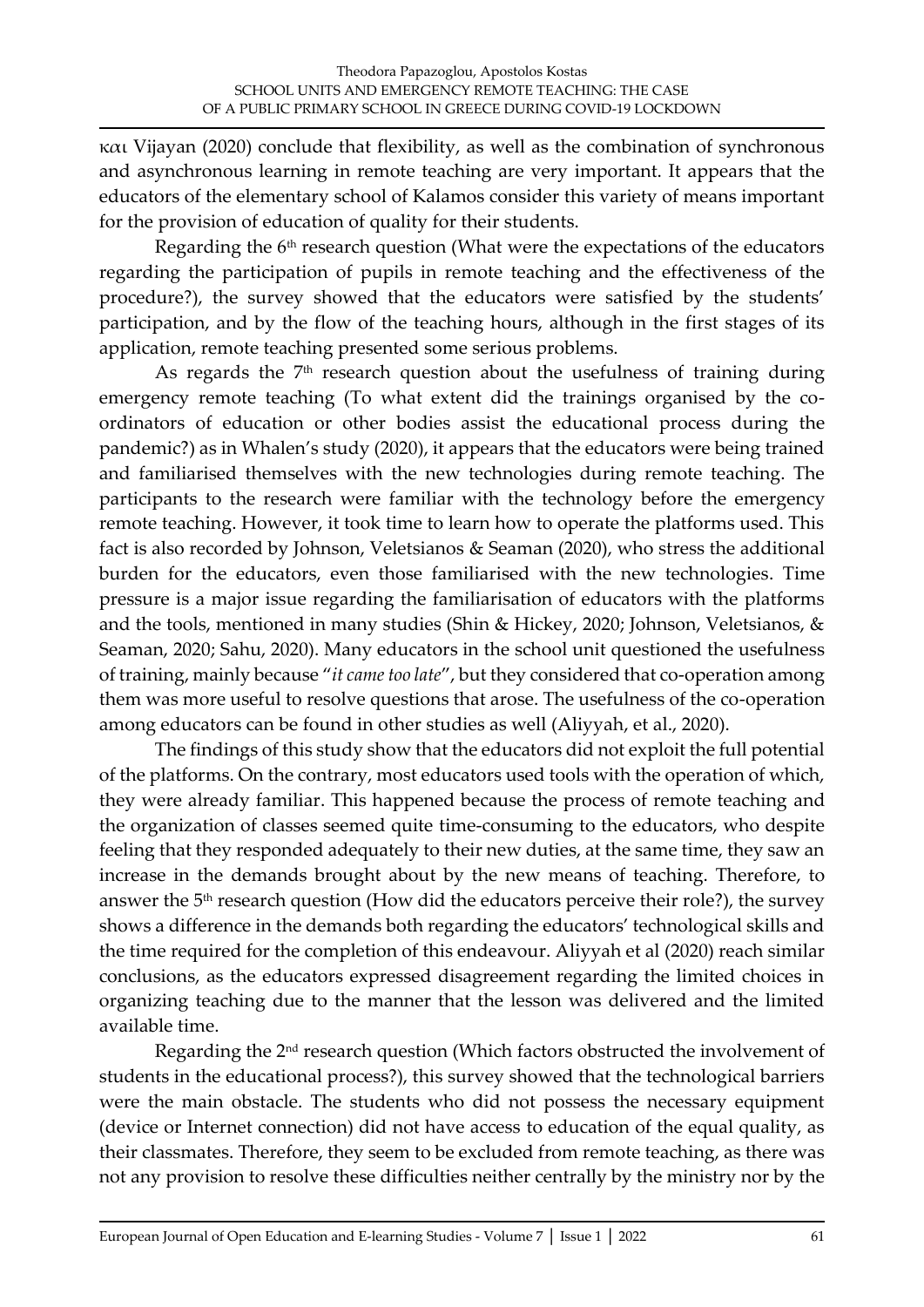και Vijayan (2020) conclude that flexibility, as well as the combination of synchronous and asynchronous learning in remote teaching are very important. It appears that the educators of the elementary school of Kalamos consider this variety of means important for the provision of education of quality for their students.

Regarding the 6th research question (What were the expectations of the educators regarding the participation of pupils in remote teaching and the effectiveness of the procedure?), the survey showed that the educators were satisfied by the students' participation, and by the flow of the teaching hours, although in the first stages of its application, remote teaching presented some serious problems.

As regards the 7th research question about the usefulness of training during emergency remote teaching (To what extent did the trainings organised by the co-ordinators of education or other bodies assist the educational process during the pandemic?) as in Whalen's study (2020), it appears that the educators were being trained and familiarised themselves with the new technologies during remote teaching. The participants to the research were familiar with the technology before the emergency remote teaching. However, it took time to learn how to operate the platforms used. This fact is also recorded by Johnson, Veletsianos & Seaman (2020), who stress the additional burden for the educators, even those familiarised with the new technologies. Time pressure is a major issue regarding the familiarisation of educators with the platforms and the tools, mentioned in many studies (Shin & Hickey, 2020; Johnson, Veletsianos, & Seaman, 2020; Sahu, 2020). Many educators in the school unit questioned the usefulness of training, mainly because "*it came too late*", but they considered that co-operation among them was more useful to resolve questions that arose. The usefulness of the co-operation among educators can be found in other studies as well (Aliyyah, et al., 2020).

The findings of this study show that the educators did not exploit the full potential of the platforms. On the contrary, most educators used tools with the operation of which, they were already familiar. This happened because the process of remote teaching and the organization of classes seemed quite time-consuming to the educators, who despite feeling that they responded adequately to their new duties, at the same time, they saw an increase in the demands brought about by the new means of teaching. Therefore, to answer the 5th research question (How did the educators perceive their role?), the survey shows a difference in the demands both regarding the educators' technological skills and the time required for the completion of this endeavour. Aliyyah et al (2020) reach similar conclusions, as the educators expressed disagreement regarding the limited choices in organizing teaching due to the manner that the lesson was delivered and the limited available time.

Regarding the 2nd research question (Which factors obstructed the involvement of students in the educational process?), this survey showed that the technological barriers were the main obstacle. The students who did not possess the necessary equipment (device or Internet connection) did not have access to education of the equal quality, as their classmates. Therefore, they seem to be excluded from remote teaching, as there was not any provision to resolve these difficulties neither centrally by the ministry nor by the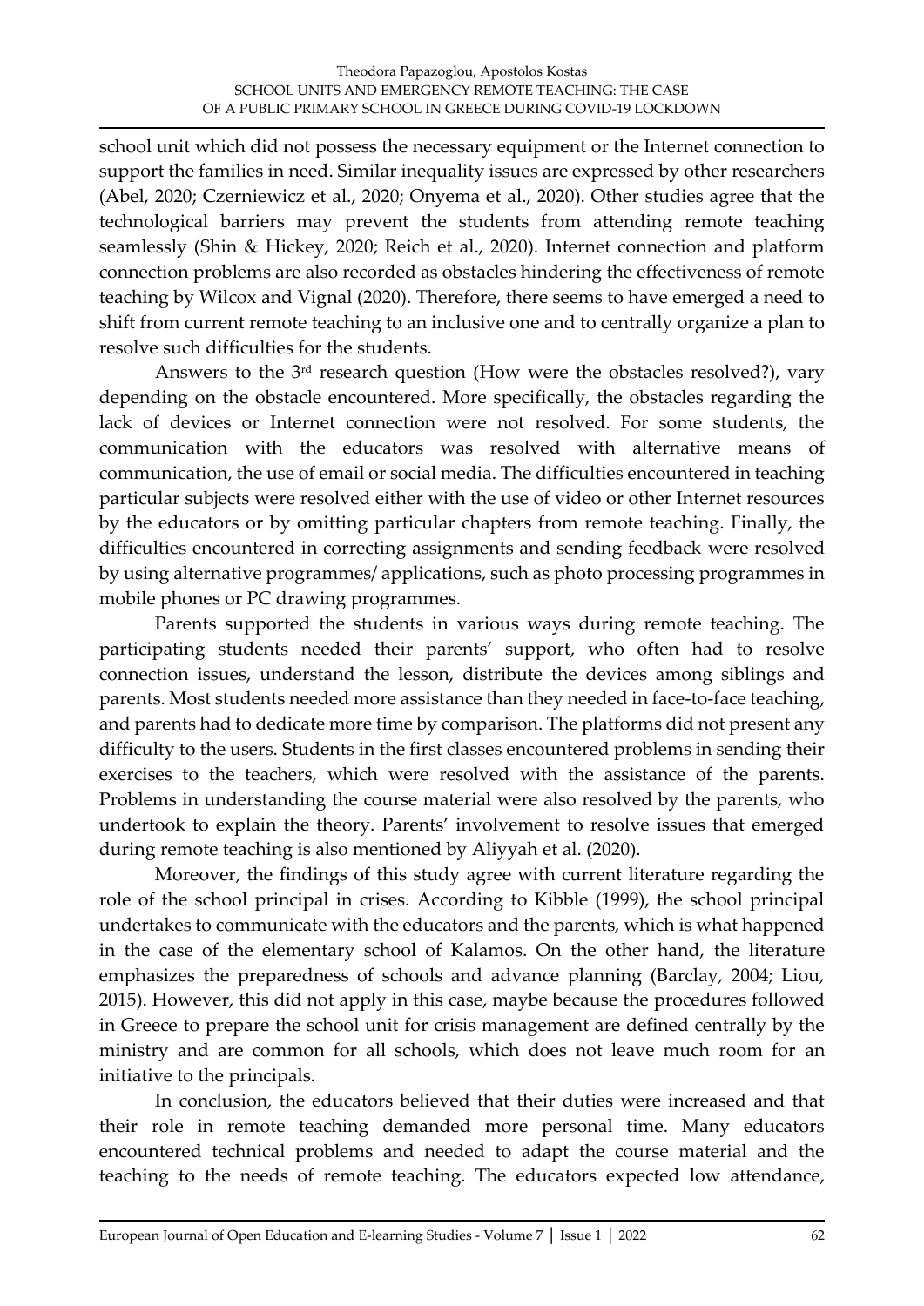school unit which did not possess the necessary equipment or the Internet connection to support the families in need. Similar inequality issues are expressed by other researchers (Abel, 2020; Czerniewicz et al., 2020; Onyema et al., 2020). Other studies agree that the technological barriers may prevent the students from attending remote teaching seamlessly (Shin & Hickey, 2020; Reich et al., 2020). Internet connection and platform connection problems are also recorded as obstacles hindering the effectiveness of remote teaching by Wilcox and Vignal (2020). Therefore, there seems to have emerged a need to shift from current remote teaching to an inclusive one and to centrally organize a plan to resolve such difficulties for the students.

Answers to the 3rd research question (How were the obstacles resolved?), vary depending on the obstacle encountered. More specifically, the obstacles regarding the lack of devices or Internet connection were not resolved. For some students, the communication with the educators was resolved with alternative means of communication, the use of email or social media. The difficulties encountered in teaching particular subjects were resolved either with the use of video or other Internet resources by the educators or by omitting particular chapters from remote teaching. Finally, the difficulties encountered in correcting assignments and sending feedback were resolved by using alternative programmes/ applications, such as photo processing programmes in mobile phones or PC drawing programmes.

Parents supported the students in various ways during remote teaching. The participating students needed their parents' support, who often had to resolve connection issues, understand the lesson, distribute the devices among siblings and parents. Most students needed more assistance than they needed in face-to-face teaching, and parents had to dedicate more time by comparison. The platforms did not present any difficulty to the users. Students in the first classes encountered problems in sending their exercises to the teachers, which were resolved with the assistance of the parents. Problems in understanding the course material were also resolved by the parents, who undertook to explain the theory. Parents' involvement to resolve issues that emerged during remote teaching is also mentioned by Aliyyah et al. (2020).

Moreover, the findings of this study agree with current literature regarding the role of the school principal in crises. According to Kibble (1999), the school principal undertakes to communicate with the educators and the parents, which is what happened in the case of the elementary school of Kalamos. On the other hand, the literature emphasizes the preparedness of schools and advance planning (Barclay, 2004; Liou, 2015). However, this did not apply in this case, maybe because the procedures followed in Greece to prepare the school unit for crisis management are defined centrally by the ministry and are common for all schools, which does not leave much room for an initiative to the principals.

In conclusion, the educators believed that their duties were increased and that their role in remote teaching demanded more personal time. Many educators encountered technical problems and needed to adapt the course material and the teaching to the needs of remote teaching. The educators expected low attendance,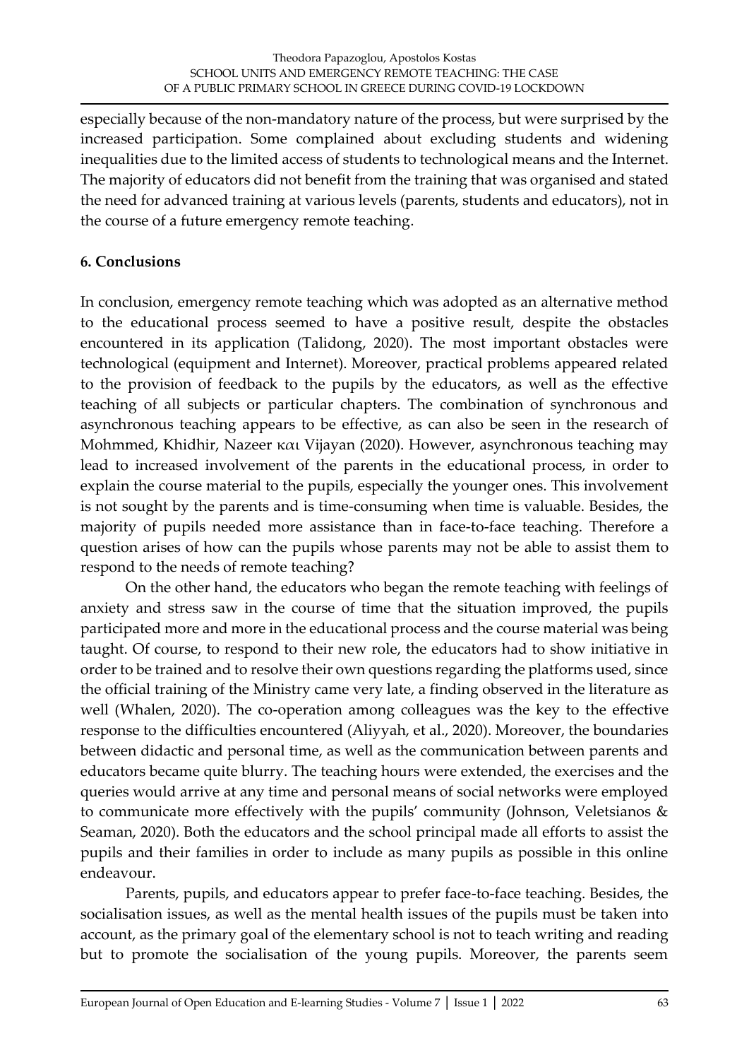especially because of the non-mandatory nature of the process, but were surprised by the increased participation. Some complained about excluding students and widening inequalities due to the limited access of students to technological means and the Internet. The majority of educators did not benefit from the training that was organised and stated the need for advanced training at various levels (parents, students and educators), not in the course of a future emergency remote teaching.

## 6. Conclusions

In conclusion, emergency remote teaching which was adopted as an alternative method to the educational process seemed to have a positive result, despite the obstacles encountered in its application (Talidong, 2020). The most important obstacles were technological (equipment and Internet). Moreover, practical problems appeared related to the provision of feedback to the pupils by the educators, as well as the effective teaching of all subjects or particular chapters. The combination of synchronous and asynchronous teaching appears to be effective, as can also be seen in the research of Mohmmed, Khidhir, Nazeer και Vijayan (2020). However, asynchronous teaching may lead to increased involvement of the parents in the educational process, in order to explain the course material to the pupils, especially the younger ones. This involvement is not sought by the parents and is time-consuming when time is valuable. Besides, the majority of pupils needed more assistance than in face-to-face teaching. Therefore a question arises of how can the pupils whose parents may not be able to assist them to respond to the needs of remote teaching?

On the other hand, the educators who began the remote teaching with feelings of anxiety and stress saw in the course of time that the situation improved, the pupils participated more and more in the educational process and the course material was being taught. Of course, to respond to their new role, the educators had to show initiative in order to be trained and to resolve their own questions regarding the platforms used, since the official training of the Ministry came very late, a finding observed in the literature as well (Whalen, 2020). The co-operation among colleagues was the key to the effective response to the difficulties encountered (Aliyyah, et al., 2020). Moreover, the boundaries between didactic and personal time, as well as the communication between parents and educators became quite blurry. The teaching hours were extended, the exercises and the queries would arrive at any time and personal means of social networks were employed to communicate more effectively with the pupils' community (Johnson, Veletsianos & Seaman, 2020). Both the educators and the school principal made all efforts to assist the pupils and their families in order to include as many pupils as possible in this online endeavour.

Parents, pupils, and educators appear to prefer face-to-face teaching. Besides, the socialisation issues, as well as the mental health issues of the pupils must be taken into account, as the primary goal of the elementary school is not to teach writing and reading but to promote the socialisation of the young pupils. Moreover, the parents seem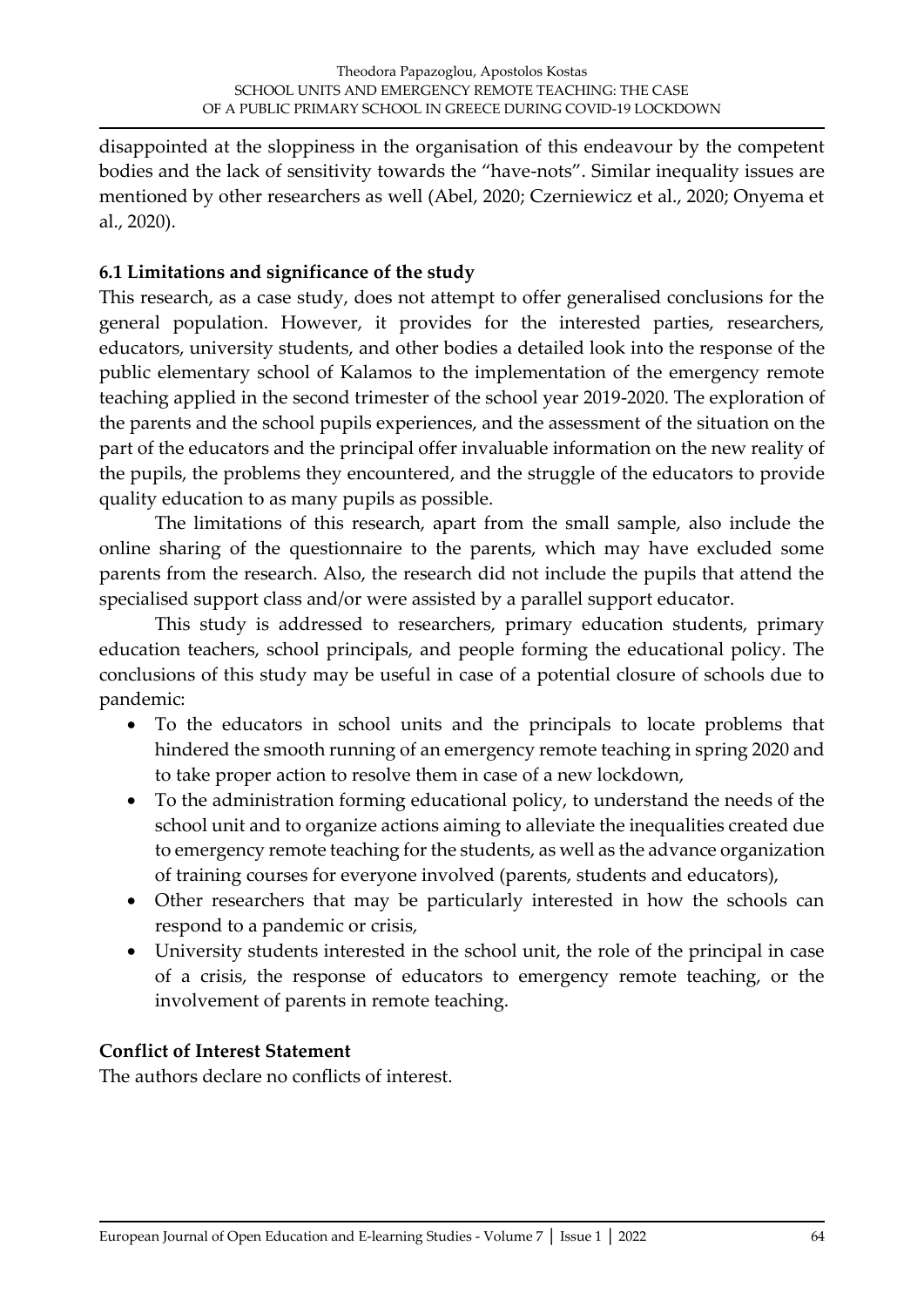disappointed at the sloppiness in the organisation of this endeavour by the competent bodies and the lack of sensitivity towards the "have-nots". Similar inequality issues are mentioned by other researchers as well (Abel, 2020; Czerniewicz et al., 2020; Onyema et al., 2020).

### 6.1 Limitations and significance of the study

This research, as a case study, does not attempt to offer generalised conclusions for the general population. However, it provides for the interested parties, researchers, educators, university students, and other bodies a detailed look into the response of the public elementary school of Kalamos to the implementation of the emergency remote teaching applied in the second trimester of the school year 2019-2020. The exploration of the parents and the school pupils experiences, and the assessment of the situation on the part of the educators and the principal offer invaluable information on the new reality of the pupils, the problems they encountered, and the struggle of the educators to provide quality education to as many pupils as possible.

The limitations of this research, apart from the small sample, also include the online sharing of the questionnaire to the parents, which may have excluded some parents from the research. Also, the research did not include the pupils that attend the specialised support class and/or were assisted by a parallel support educator.

This study is addressed to researchers, primary education students, primary education teachers, school principals, and people forming the educational policy. The conclusions of this study may be useful in case of a potential closure of schools due to pandemic:

- To the educators in school units and the principals to locate problems that hindered the smooth running of an emergency remote teaching in spring 2020 and to take proper action to resolve them in case of a new lockdown,
- To the administration forming educational policy, to understand the needs of the school unit and to organize actions aiming to alleviate the inequalities created due to emergency remote teaching for the students, as well as the advance organization of training courses for everyone involved (parents, students and educators),
- Other researchers that may be particularly interested in how the schools can respond to a pandemic or crisis,
- University students interested in the school unit, the role of the principal in case of a crisis, the response of educators to emergency remote teaching, or the involvement of parents in remote teaching.

### Conflict of Interest Statement

The authors declare no conflicts of interest.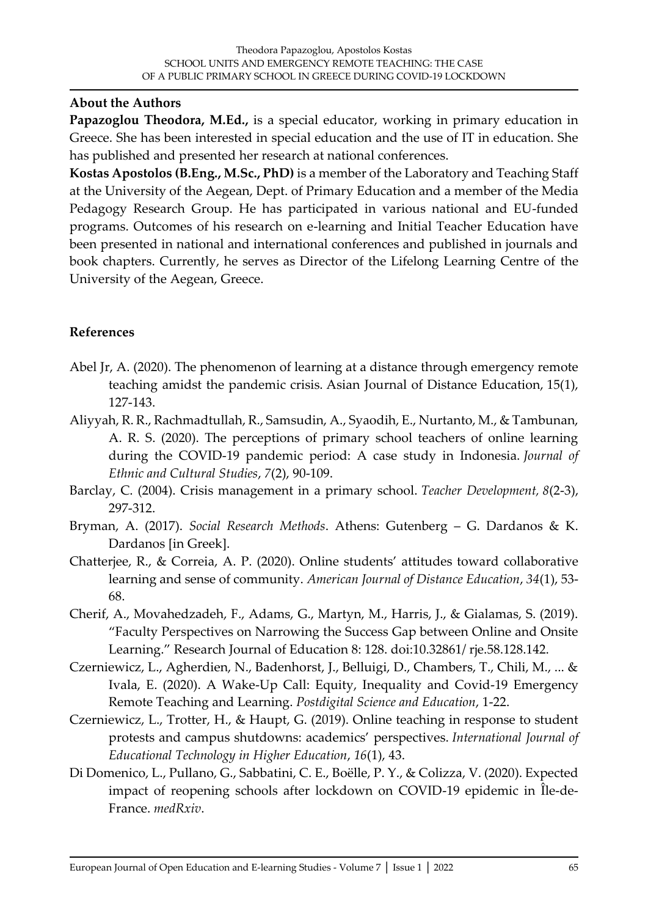### About the Authors

**Papazoglou Theodora, M.Ed.,** is a special educator, working in primary education in Greece. She has been interested in special education and the use of IT in education. She has published and presented her research at national conferences.

**Kostas Apostolos (B.Eng., M.Sc., PhD)** is a member of the Laboratory and Teaching Staff at the University of the Aegean, Dept. of Primary Education and a member of the Media Pedagogy Research Group. He has participated in various national and EU-funded programs. Outcomes of his research on e-learning and Initial Teacher Education have been presented in national and international conferences and published in journals and book chapters. Currently, he serves as Director of the Lifelong Learning Centre of the University of the Aegean, Greece.

### References

Abel Jr, A. (2020). The phenomenon of learning at a distance through emergency remote teaching amidst the pandemic crisis. Asian Journal of Distance Education, 15(1), 127-143.

Aliyyah, R. R., Rachmadtullah, R., Samsudin, A., Syaodih, E., Nurtanto, M., & Tambunan, A. R. S. (2020). The perceptions of primary school teachers of online learning during the COVID-19 pandemic period: A case study in Indonesia. *Journal of Ethnic and Cultural Studies*, *7*(2), 90-109.

Barclay, C. (2004). Crisis management in a primary school. *Teacher Development, 8*(2-3), 297-312.

Bryman, A. (2017). *Social Research Methods*. Athens: Gutenberg – G. Dardanos & K. Dardanos [in Greek].

Chatterjee, R., & Correia, A. P. (2020). Online students' attitudes toward collaborative learning and sense of community. *American Journal of Distance Education*, *34*(1), 53-68.

Cherif, A., Movahedzadeh, F., Adams, G., Martyn, M., Harris, J., & Gialamas, S. (2019). "Faculty Perspectives on Narrowing the Success Gap between Online and Onsite Learning." Research Journal of Education 8: 128. doi:10.32861/ rje.58.128.142.

Czerniewicz, L., Agherdien, N., Badenhorst, J., Belluigi, D., Chambers, T., Chili, M., ... & Ivala, E. (2020). A Wake-Up Call: Equity, Inequality and Covid-19 Emergency Remote Teaching and Learning. *Postdigital Science and Education*, 1-22.

Czerniewicz, L., Trotter, H., & Haupt, G. (2019). Online teaching in response to student protests and campus shutdowns: academics' perspectives. *International Journal of Educational Technology in Higher Education*, *16*(1), 43.

Di Domenico, L., Pullano, G., Sabbatini, C. E., Boëlle, P. Y., & Colizza, V. (2020). Expected impact of reopening schools after lockdown on COVID-19 epidemic in Île-de-France. *medRxiv*.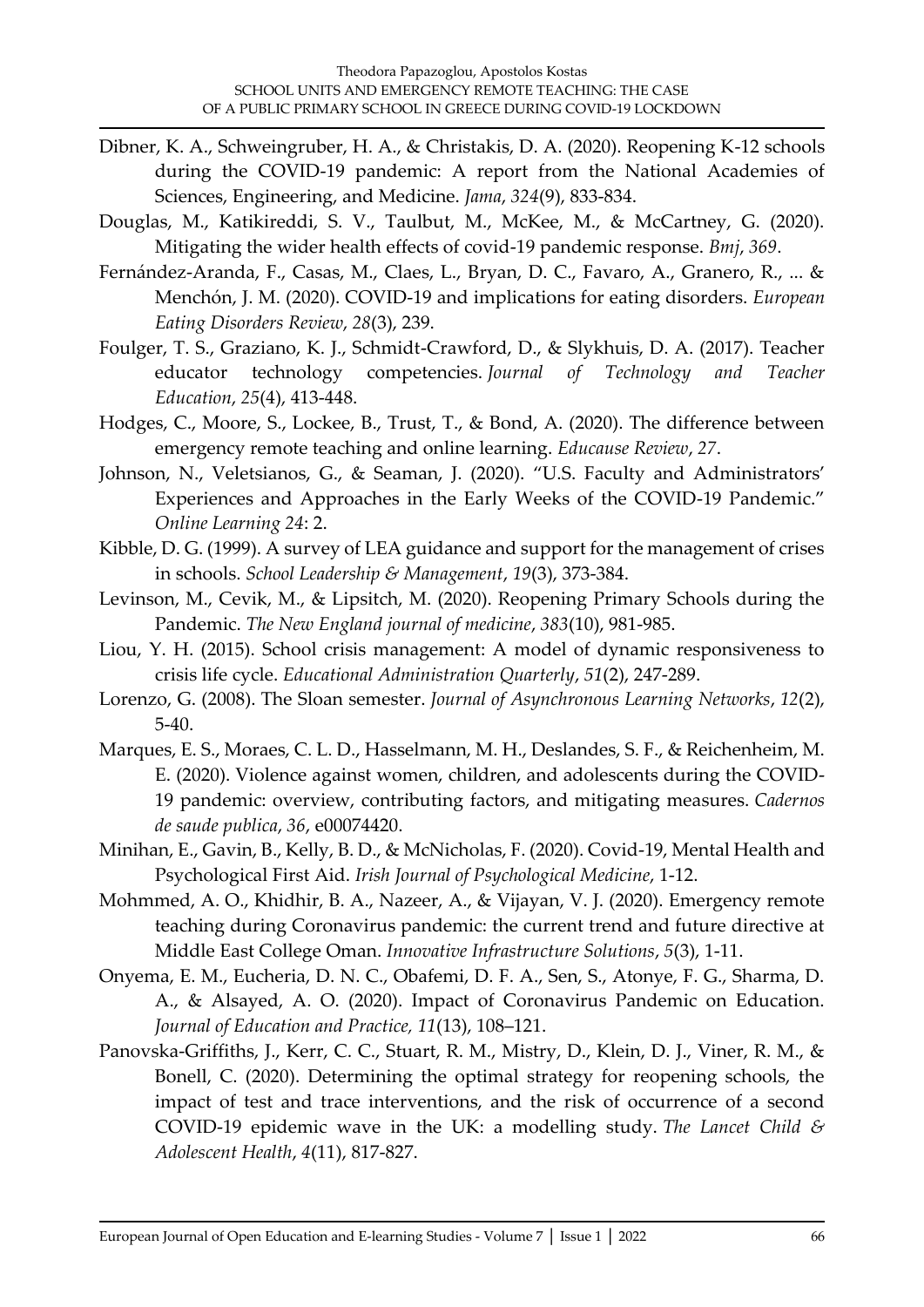Dibner, K. A., Schweingruber, H. A., & Christakis, D. A. (2020). Reopening K-12 schools during the COVID-19 pandemic: A report from the National Academies of Sciences, Engineering, and Medicine. *Jama*, *324*(9), 833-834.

Douglas, M., Katikireddi, S. V., Taulbut, M., McKee, M., & McCartney, G. (2020). Mitigating the wider health effects of covid-19 pandemic response. *Bmj*, *369*.

Fernández-Aranda, F., Casas, M., Claes, L., Bryan, D. C., Favaro, A., Granero, R., ... & Menchón, J. M. (2020). COVID-19 and implications for eating disorders. *European Eating Disorders Review*, *28*(3), 239.

Foulger, T. S., Graziano, K. J., Schmidt-Crawford, D., & Slykhuis, D. A. (2017). Teacher educator technology competencies. *Journal of Technology and Teacher Education*, *25*(4), 413-448.

Hodges, C., Moore, S., Lockee, B., Trust, T., & Bond, A. (2020). The difference between emergency remote teaching and online learning. *Educause Review*, *27*.

Johnson, N., Veletsianos, G., & Seaman, J. (2020). "U.S. Faculty and Administrators' Experiences and Approaches in the Early Weeks of the COVID-19 Pandemic." *Online Learning 24*: 2.

Kibble, D. G. (1999). A survey of LEA guidance and support for the management of crises in schools. *School Leadership & Management*, *19*(3), 373-384.

Levinson, M., Cevik, M., & Lipsitch, M. (2020). Reopening Primary Schools during the Pandemic. *The New England journal of medicine*, *383*(10), 981-985.

Liou, Y. H. (2015). School crisis management: A model of dynamic responsiveness to crisis life cycle. *Educational Administration Quarterly*, *51*(2), 247-289.

Lorenzo, G. (2008). The Sloan semester. *Journal of Asynchronous Learning Networks*, *12*(2), 5-40.

Marques, E. S., Moraes, C. L. D., Hasselmann, M. H., Deslandes, S. F., & Reichenheim, M. E. (2020). Violence against women, children, and adolescents during the COVID-19 pandemic: overview, contributing factors, and mitigating measures. *Cadernos de saude publica*, *36*, e00074420.

Minihan, E., Gavin, B., Kelly, B. D., & McNicholas, F. (2020). Covid-19, Mental Health and Psychological First Aid. *Irish Journal of Psychological Medicine*, 1-12.

Mohmmed, A. O., Khidhir, B. A., Nazeer, A., & Vijayan, V. J. (2020). Emergency remote teaching during Coronavirus pandemic: the current trend and future directive at Middle East College Oman. *Innovative Infrastructure Solutions*, *5*(3), 1-11.

Onyema, E. M., Eucheria, D. N. C., Obafemi, D. F. A., Sen, S., Atonye, F. G., Sharma, D. A., & Alsayed, A. O. (2020). Impact of Coronavirus Pandemic on Education. *Journal of Education and Practice, 11*(13), 108–121.

Panovska-Griffiths, J., Kerr, C. C., Stuart, R. M., Mistry, D., Klein, D. J., Viner, R. M., & Bonell, C. (2020). Determining the optimal strategy for reopening schools, the impact of test and trace interventions, and the risk of occurrence of a second COVID-19 epidemic wave in the UK: a modelling study. *The Lancet Child & Adolescent Health*, *4*(11), 817-827.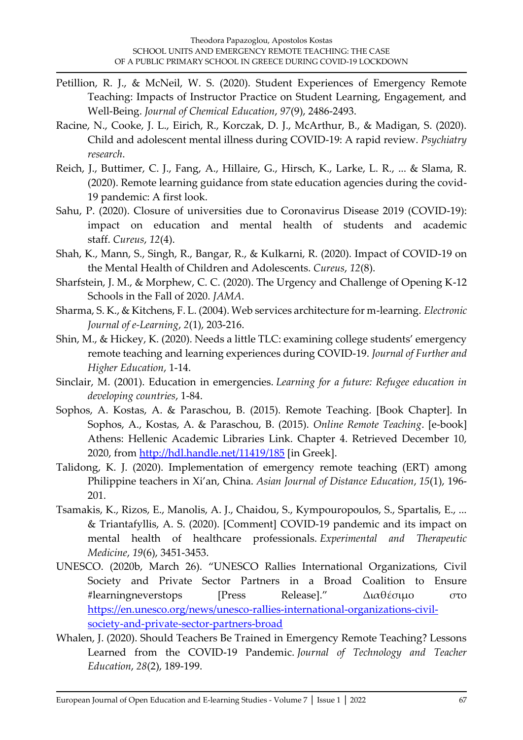Petillion, R. J., & McNeil, W. S. (2020). Student Experiences of Emergency Remote Teaching: Impacts of Instructor Practice on Student Learning, Engagement, and Well-Being. *Journal of Chemical Education*, *97*(9), 2486-2493.

Racine, N., Cooke, J. L., Eirich, R., Korczak, D. J., McArthur, B., & Madigan, S. (2020). Child and adolescent mental illness during COVID-19: A rapid review. *Psychiatry research*.

Reich, J., Buttimer, C. J., Fang, A., Hillaire, G., Hirsch, K., Larke, L. R., ... & Slama, R. (2020). Remote learning guidance from state education agencies during the covid-19 pandemic: A first look.

Sahu, P. (2020). Closure of universities due to Coronavirus Disease 2019 (COVID-19): impact on education and mental health of students and academic staff. *Cureus*, *12*(4).

Shah, K., Mann, S., Singh, R., Bangar, R., & Kulkarni, R. (2020). Impact of COVID-19 on the Mental Health of Children and Adolescents. *Cureus*, *12*(8).

Sharfstein, J. M., & Morphew, C. C. (2020). The Urgency and Challenge of Opening K-12 Schools in the Fall of 2020. *JAMA*.

Sharma, S. K., & Kitchens, F. L. (2004). Web services architecture for m-learning. *Electronic Journal of e-Learning*, *2*(1), 203-216.

Shin, M., & Hickey, K. (2020). Needs a little TLC: examining college students' emergency remote teaching and learning experiences during COVID-19. *Journal of Further and Higher Education*, 1-14.

Sinclair, M. (2001). Education in emergencies. *Learning for a future: Refugee education in developing countries*, 1-84.

Sophos, A. Kostas, A. & Paraschou, B. (2015). Remote Teaching. [Book Chapter]. In Sophos, A., Kostas, A. & Paraschou, B. (2015). *Online Remote Teaching*. [e-book] Athens: Hellenic Academic Libraries Link. Chapter 4. Retrieved December 10, 2020, from http://hdl.handle.net/11419/185 [in Greek].

Talidong, K. J. (2020). Implementation of emergency remote teaching (ERT) among Philippine teachers in Xi'an, China. *Asian Journal of Distance Education*, *15*(1), 196-201.

Tsamakis, K., Rizos, E., Manolis, A. J., Chaidou, S., Kympouropoulos, S., Spartalis, E., ... & Triantafyllis, A. S. (2020). [Comment] COVID-19 pandemic and its impact on mental health of healthcare professionals. *Experimental and Therapeutic Medicine*, *19*(6), 3451-3453.

UNESCO. (2020b, March 26). "UNESCO Rallies International Organizations, Civil Society and Private Sector Partners in a Broad Coalition to Ensure #learningneverstops [Press Release]." Διαθέσιμο στο https://en.unesco.org/news/unesco-rallies-international-organizations-civil-society-and-private-sector-partners-broad

Whalen, J. (2020). Should Teachers Be Trained in Emergency Remote Teaching? Lessons Learned from the COVID-19 Pandemic. *Journal of Technology and Teacher Education*, *28*(2), 189-199.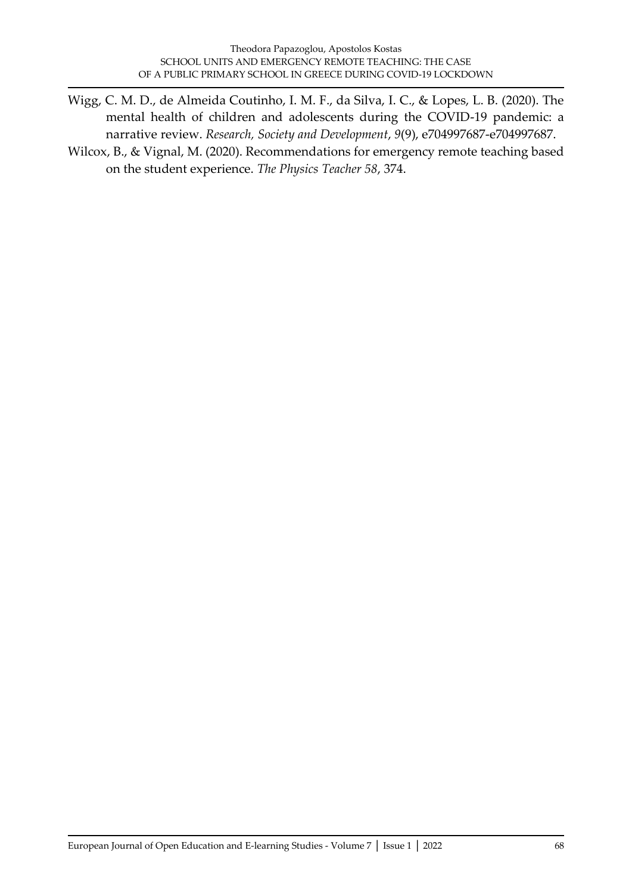Wigg, C. M. D., de Almeida Coutinho, I. M. F., da Silva, I. C., & Lopes, L. B. (2020). The mental health of children and adolescents during the COVID-19 pandemic: a narrative review. *Research, Society and Development*, *9*(9), e704997687-e704997687.

Wilcox, B., & Vignal, M. (2020). Recommendations for emergency remote teaching based on the student experience. *The Physics Teacher 58*, 374.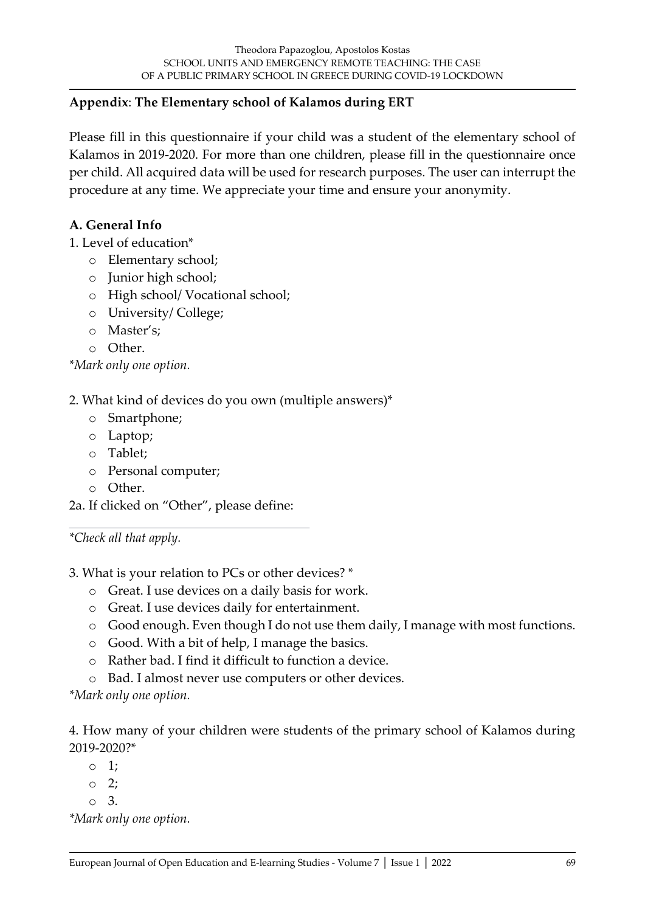## Appendix: The Elementary school of Kalamos during ERT

Please fill in this questionnaire if your child was a student of the elementary school of Kalamos in 2019-2020. For more than one children, please fill in the questionnaire once per child. All acquired data will be used for research purposes. The user can interrupt the procedure at any time. We appreciate your time and ensure your anonymity.

### A. General Info

1. Level of education*

- Elementary school;
- Junior high school;
- High school/ Vocational school;
- University/ College;
- Master's;
- Other.

*\*Mark only one option.*

2. What kind of devices do you own (multiple answers)*

- Smartphone;
- Laptop;
- Tablet;
- Personal computer;
- Other.

2a. If clicked on "Other", please define:

___________________________

*\*Check all that apply.*

3. What is your relation to PCs or other devices? *

- Great. I use devices on a daily basis for work.
- Great. I use devices daily for entertainment.
- Good enough. Even though I do not use them daily, I manage with most functions.
- Good. With a bit of help, I manage the basics.
- Rather bad. I find it difficult to function a device.
- Bad. I almost never use computers or other devices.

*\*Mark only one option.*

4. How many of your children were students of the primary school of Kalamos during 2019-2020?*

- 1;
- 2;
- 3.

*\*Mark only one option.*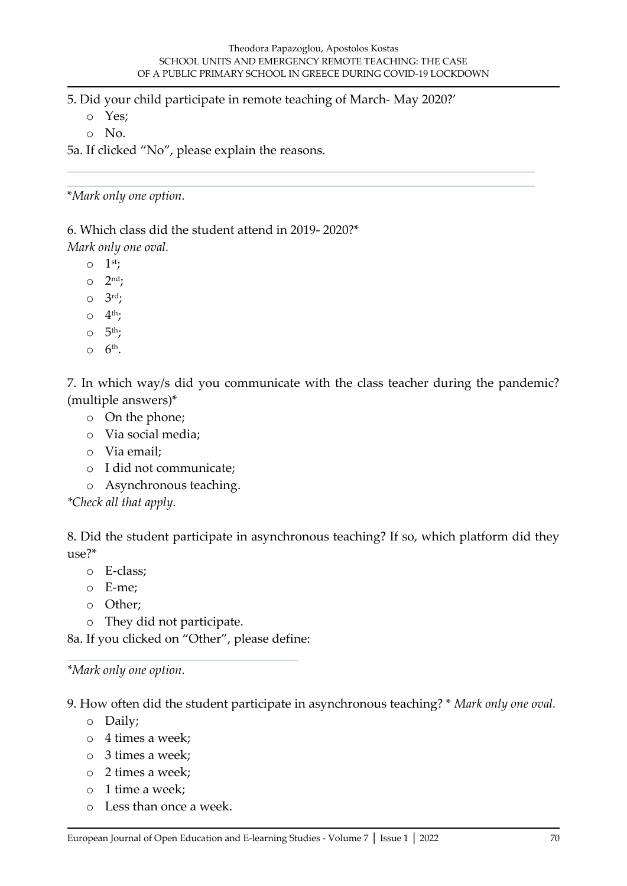5. Did your child participate in remote teaching of March- May 2020?'

- Yes;
- No.

5a. If clicked "No", please explain the reasons.

___

___

**Mark only one option.*

6. Which class did the student attend in 2019- 2020?*

*Mark only one oval.*

- 1st;
- 2nd;
- 3rd;
- 4th;
- 5th;
- 6th.

7. In which way/s did you communicate with the class teacher during the pandemic? (multiple answers)*

- On the phone;
- Via social media;
- Via email;
- I did not communicate;
- Asynchronous teaching.

**Check all that apply.*

8. Did the student participate in asynchronous teaching? If so, which platform did they use?*

- E-class;
- E-me;
- Other;
- They did not participate.

8a. If you clicked on "Other", please define:

___

**Mark only one option.*

9. How often did the student participate in asynchronous teaching? * *Mark only one oval.*

- Daily;
- 4 times a week;
- 3 times a week;
- 2 times a week;
- 1 time a week;
- Less than once a week.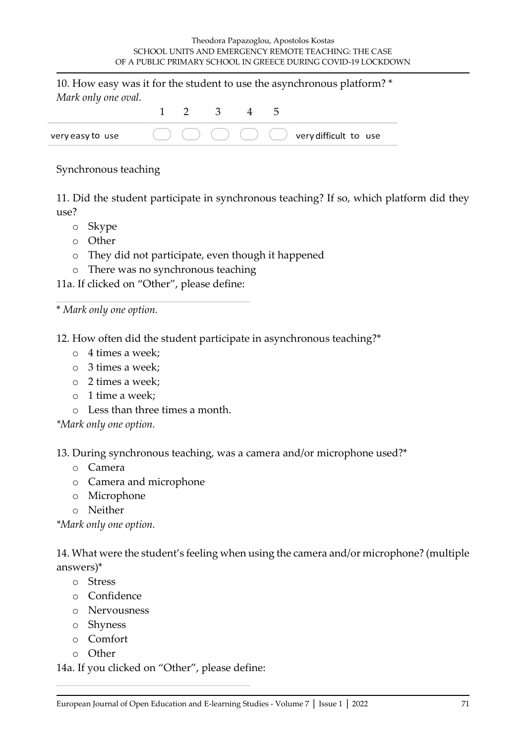10. How easy was it for the student to use the asynchronous platform? *
*Mark only one oval.*

| | 1 | 2 | 3 | 4 | 5 | |
|---|---|---|---|---|---|---|
| very easy to use | ◯ | ◯ | ◯ | ◯ | ◯ | very difficult to use |

Synchronous teaching

11. Did the student participate in synchronous teaching? If so, which platform did they use?

- Skype
- Other
- They did not participate, even though it happened
- There was no synchronous teaching

11a. If clicked on "Other", please define:

\_\_\_\_\_\_\_\_\_\_\_\_\_\_\_\_\_\_\_\_\_\_\_\_\_\_\_\_\_\_

\* *Mark only one option.*

12. How often did the student participate in asynchronous teaching?*

- 4 times a week;
- 3 times a week;
- 2 times a week;
- 1 time a week;
- Less than three times a month.

*\*Mark only one option.*

13. During synchronous teaching, was a camera and/or microphone used?*

- Camera
- Camera and microphone
- Microphone
- Neither

*\*Mark only one option.*

14. What were the student's feeling when using the camera and/or microphone? (multiple answers)*

- Stress
- Confidence
- Nervousness
- Shyness
- Comfort
- Other

14a. If you clicked on "Other", please define:

\_\_\_\_\_\_\_\_\_\_\_\_\_\_\_\_\_\_\_\_\_\_\_\_\_\_\_\_\_\_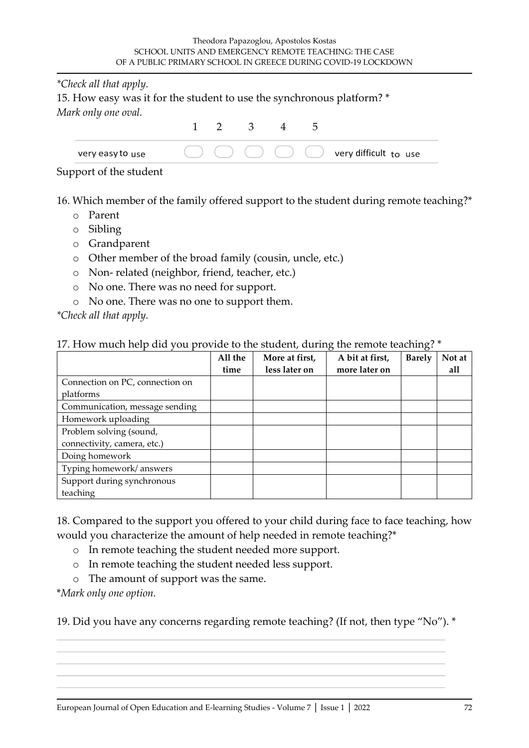*\*Check all that apply.*

15. How easy was it for the student to use the synchronous platform? \*

*Mark only one oval.*

| | 1 | 2 | 3 | 4 | 5 | |
|---|---|---|---|---|---|---|
| very easy to use | ◯ | ◯ | ◯ | ◯ | ◯ | very difficult to use |

Support of the student

16. Which member of the family offered support to the student during remote teaching?\*
   - Parent
   - Sibling
   - Grandparent
   - Other member of the broad family (cousin, uncle, etc.)
   - Non- related (neighbor, friend, teacher, etc.)
   - No one. There was no need for support.
   - No one. There was no one to support them.

*\*Check all that apply.*

17. How much help did you provide to the student, during the remote teaching? \*

| | All the time | More at first, less later on | A bit at first, more later on | Barely | Not at all |
|---|---|---|---|---|---|
| Connection on PC, connection on platforms | | | | | |
| Communication, message sending | | | | | |
| Homework uploading | | | | | |
| Problem solving (sound, connectivity, camera, etc.) | | | | | |
| Doing homework | | | | | |
| Typing homework/ answers | | | | | |
| Support during synchronous teaching | | | | | |

18. Compared to the support you offered to your child during face to face teaching, how would you characterize the amount of help needed in remote teaching?\*
   - In remote teaching the student needed more support.
   - In remote teaching the student needed less support.
   - The amount of support was the same.

\**Mark only one option.*

19. Did you have any concerns regarding remote teaching? (If not, then type "No"). \*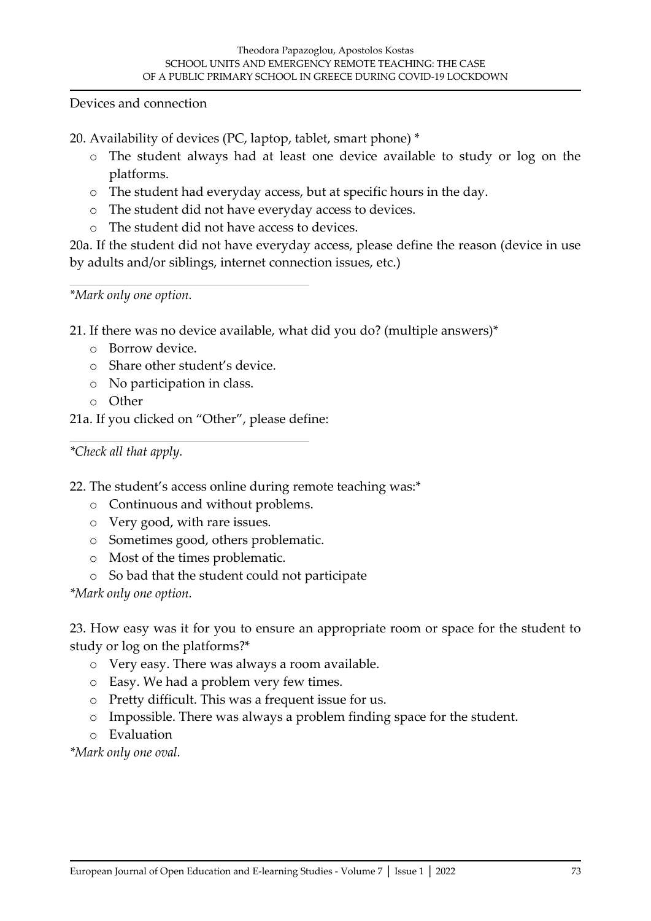Devices and connection

20. Availability of devices (PC, laptop, tablet, smart phone) *
   - o The student always had at least one device available to study or log on the platforms.
   - o The student had everyday access, but at specific hours in the day.
   - o The student did not have everyday access to devices.
   - o The student did not have access to devices.

20a. If the student did not have everyday access, please define the reason (device in use by adults and/or siblings, internet connection issues, etc.)

---

*\*Mark only one option.*

21. If there was no device available, what did you do? (multiple answers)*
   - o Borrow device.
   - o Share other student's device.
   - o No participation in class.
   - o Other

21a. If you clicked on "Other", please define:

---

*\*Check all that apply.*

22. The student's access online during remote teaching was:*
   - o Continuous and without problems.
   - o Very good, with rare issues.
   - o Sometimes good, others problematic.
   - o Most of the times problematic.
   - o So bad that the student could not participate

*\*Mark only one option.*

23. How easy was it for you to ensure an appropriate room or space for the student to study or log on the platforms?*
   - o Very easy. There was always a room available.
   - o Easy. We had a problem very few times.
   - o Pretty difficult. This was a frequent issue for us.
   - o Impossible. There was always a problem finding space for the student.
   - o Evaluation

*\*Mark only one oval.*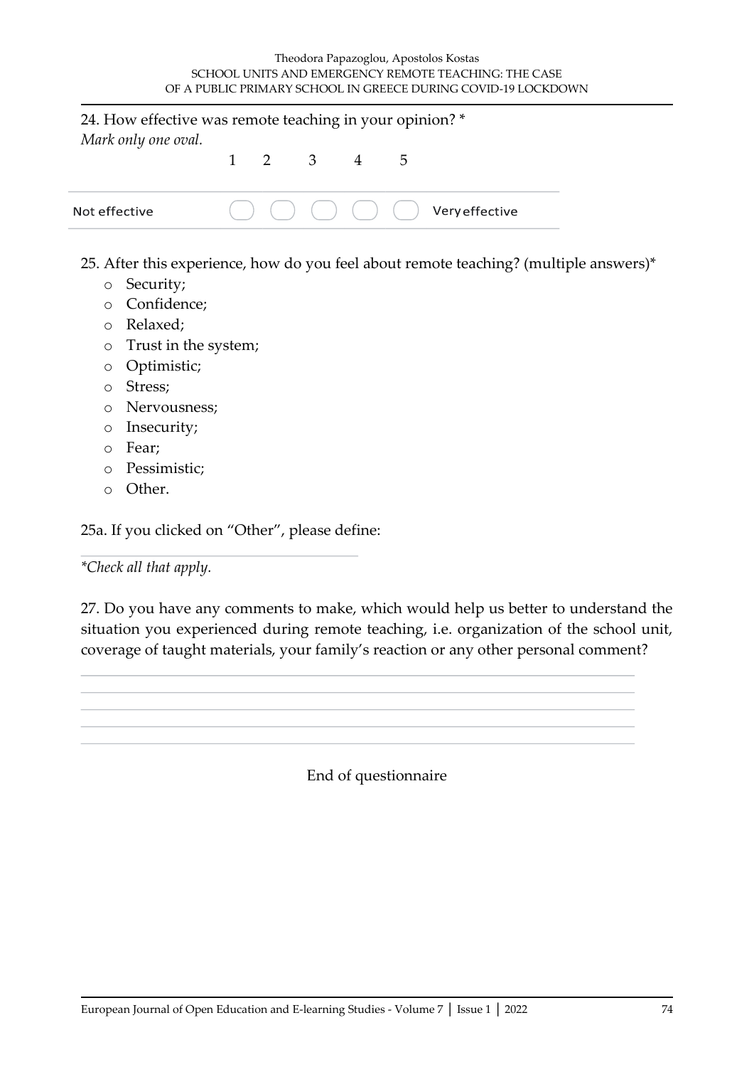24. How effective was remote teaching in your opinion? *
*Mark only one oval.*

| | 1 | 2 | 3 | 4 | 5 | |
|---|---|---|---|---|---|---|
| Not effective | ◯ | ◯ | ◯ | ◯ | ◯ | Very effective |

25. After this experience, how do you feel about remote teaching? (multiple answers)*

- o Security;
- o Confidence;
- o Relaxed;
- o Trust in the system;
- o Optimistic;
- o Stress;
- o Nervousness;
- o Insecurity;
- o Fear;
- o Pessimistic;
- o Other.

25a. If you clicked on "Other", please define:

\_\_\_\_\_\_\_\_\_\_\_\_\_\_\_\_\_\_\_\_\_\_\_\_\_\_\_\_\_\_

*\*Check all that apply.*

27. Do you have any comments to make, which would help us better to understand the situation you experienced during remote teaching, i.e. organization of the school unit, coverage of taught materials, your family's reaction or any other personal comment?

\_\_\_\_\_\_\_\_\_\_\_\_\_\_\_\_\_\_\_\_\_\_\_\_\_\_\_\_\_\_\_\_\_\_\_\_\_\_\_\_\_\_\_\_\_\_\_\_\_\_\_\_\_\_\_\_\_\_\_\_

\_\_\_\_\_\_\_\_\_\_\_\_\_\_\_\_\_\_\_\_\_\_\_\_\_\_\_\_\_\_\_\_\_\_\_\_\_\_\_\_\_\_\_\_\_\_\_\_\_\_\_\_\_\_\_\_\_\_\_\_

\_\_\_\_\_\_\_\_\_\_\_\_\_\_\_\_\_\_\_\_\_\_\_\_\_\_\_\_\_\_\_\_\_\_\_\_\_\_\_\_\_\_\_\_\_\_\_\_\_\_\_\_\_\_\_\_\_\_\_\_

\_\_\_\_\_\_\_\_\_\_\_\_\_\_\_\_\_\_\_\_\_\_\_\_\_\_\_\_\_\_\_\_\_\_\_\_\_\_\_\_\_\_\_\_\_\_\_\_\_\_\_\_\_\_\_\_\_\_\_\_

\_\_\_\_\_\_\_\_\_\_\_\_\_\_\_\_\_\_\_\_\_\_\_\_\_\_\_\_\_\_\_\_\_\_\_\_\_\_\_\_\_\_\_\_\_\_\_\_\_\_\_\_\_\_\_\_\_\_\_\_

End of questionnaire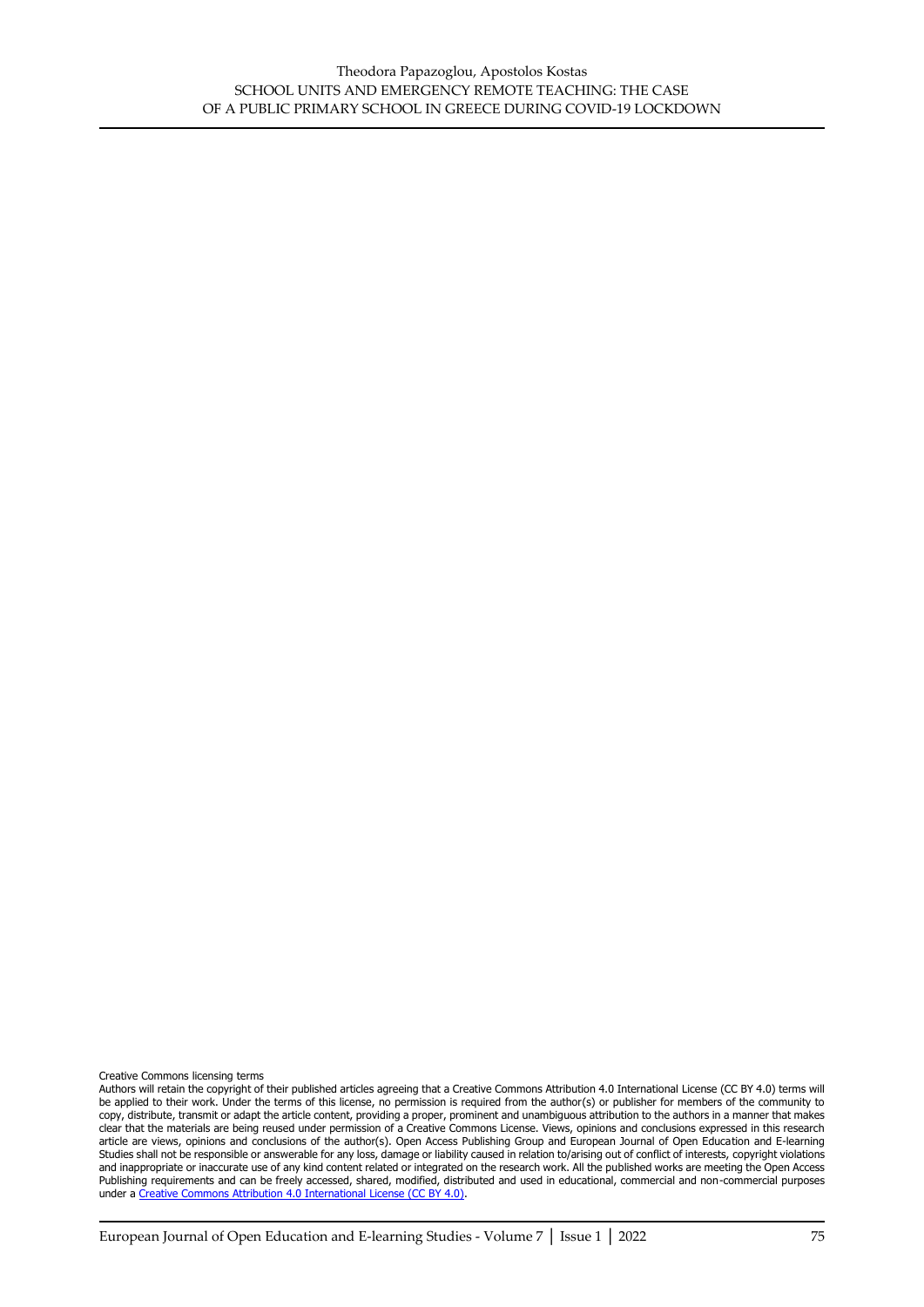Creative Commons licensing terms

Authors will retain the copyright of their published articles agreeing that a Creative Commons Attribution 4.0 International License (CC BY 4.0) terms will be applied to their work. Under the terms of this license, no permission is required from the author(s) or publisher for members of the community to copy, distribute, transmit or adapt the article content, providing a proper, prominent and unambiguous attribution to the authors in a manner that makes clear that the materials are being reused under permission of a Creative Commons License. Views, opinions and conclusions expressed in this research article are views, opinions and conclusions of the author(s). Open Access Publishing Group and European Journal of Open Education and E-learning Studies shall not be responsible or answerable for any loss, damage or liability caused in relation to/arising out of conflict of interests, copyright violations and inappropriate or inaccurate use of any kind content related or integrated on the research work. All the published works are meeting the Open Access Publishing requirements and can be freely accessed, shared, modified, distributed and used in educational, commercial and non-commercial purposes under a [Creative Commons Attribution 4.0 International License (CC BY 4.0)](https://creativecommons.org/licenses/by/4.0/).